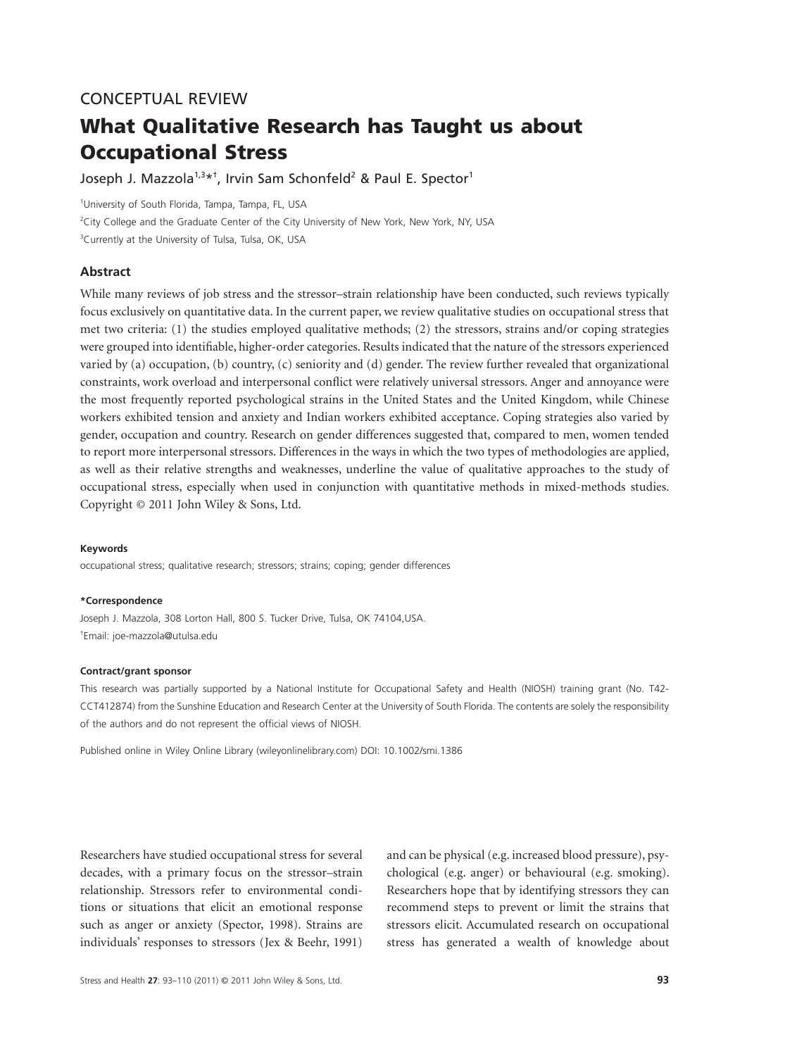CONCEPTUAL REVIEW

# What Qualitative Research has Taught us about Occupational Stress

Joseph J. Mazzola[1,3]*†, Irvin Sam Schonfeld[2] & Paul E. Spector[1]

[1]University of South Florida, Tampa, Tampa, FL, USA

[2]City College and the Graduate Center of the City University of New York, New York, NY, USA

[3]Currently at the University of Tulsa, Tulsa, OK, USA

## Abstract

While many reviews of job stress and the stressor–strain relationship have been conducted, such reviews typically focus exclusively on quantitative data. In the current paper, we review qualitative studies on occupational stress that met two criteria: (1) the studies employed qualitative methods; (2) the stressors, strains and/or coping strategies were grouped into identifiable, higher-order categories. Results indicated that the nature of the stressors experienced varied by (a) occupation, (b) country, (c) seniority and (d) gender. The review further revealed that organizational constraints, work overload and interpersonal conflict were relatively universal stressors. Anger and annoyance were the most frequently reported psychological strains in the United States and the United Kingdom, while Chinese workers exhibited tension and anxiety and Indian workers exhibited acceptance. Coping strategies also varied by gender, occupation and country. Research on gender differences suggested that, compared to men, women tended to report more interpersonal stressors. Differences in the ways in which the two types of methodologies are applied, as well as their relative strengths and weaknesses, underline the value of qualitative approaches to the study of occupational stress, especially when used in conjunction with quantitative methods in mixed-methods studies. Copyright © 2011 John Wiley & Sons, Ltd.

**Keywords**

occupational stress; qualitative research; stressors; strains; coping; gender differences

***Correspondence**

Joseph J. Mazzola, 308 Lorton Hall, 800 S. Tucker Drive, Tulsa, OK 74104,USA.

†Email: joe-mazzola@utulsa.edu

**Contract/grant sponsor**

This research was partially supported by a National Institute for Occupational Safety and Health (NIOSH) training grant (No. T42-CCT412874) from the Sunshine Education and Research Center at the University of South Florida. The contents are solely the responsibility of the authors and do not represent the official views of NIOSH.

Published online in Wiley Online Library (wileyonlinelibrary.com) DOI: 10.1002/smi.1386

Researchers have studied occupational stress for several decades, with a primary focus on the stressor–strain relationship. Stressors refer to environmental conditions or situations that elicit an emotional response such as anger or anxiety (Spector, 1998). Strains are individuals' responses to stressors (Jex & Beehr, 1991) and can be physical (e.g. increased blood pressure), psychological (e.g. anger) or behavioural (e.g. smoking). Researchers hope that by identifying stressors they can recommend steps to prevent or limit the strains that stressors elicit. Accumulated research on occupational stress has generated a wealth of knowledge about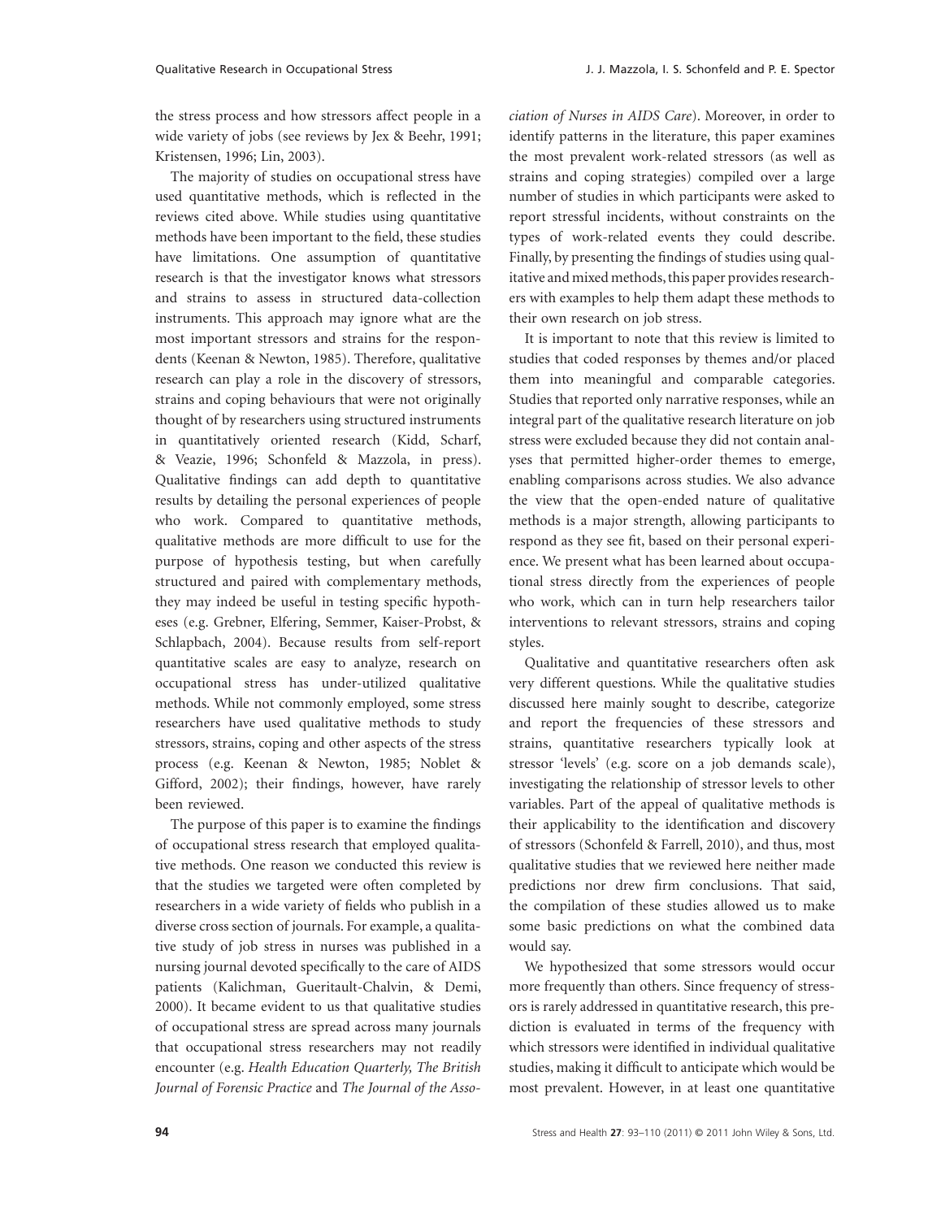the stress process and how stressors affect people in a wide variety of jobs (see reviews by Jex & Beehr, 1991; Kristensen, 1996; Lin, 2003).

The majority of studies on occupational stress have used quantitative methods, which is reflected in the reviews cited above. While studies using quantitative methods have been important to the field, these studies have limitations. One assumption of quantitative research is that the investigator knows what stressors and strains to assess in structured data-collection instruments. This approach may ignore what are the most important stressors and strains for the respondents (Keenan & Newton, 1985). Therefore, qualitative research can play a role in the discovery of stressors, strains and coping behaviours that were not originally thought of by researchers using structured instruments in quantitatively oriented research (Kidd, Scharf, & Veazie, 1996; Schonfeld & Mazzola, in press). Qualitative findings can add depth to quantitative results by detailing the personal experiences of people who work. Compared to quantitative methods, qualitative methods are more difficult to use for the purpose of hypothesis testing, but when carefully structured and paired with complementary methods, they may indeed be useful in testing specific hypotheses (e.g. Grebner, Elfering, Semmer, Kaiser-Probst, & Schlapbach, 2004). Because results from self-report quantitative scales are easy to analyze, research on occupational stress has under-utilized qualitative methods. While not commonly employed, some stress researchers have used qualitative methods to study stressors, strains, coping and other aspects of the stress process (e.g. Keenan & Newton, 1985; Noblet & Gifford, 2002); their findings, however, have rarely been reviewed.

The purpose of this paper is to examine the findings of occupational stress research that employed qualitative methods. One reason we conducted this review is that the studies we targeted were often completed by researchers in a wide variety of fields who publish in a diverse cross section of journals. For example, a qualitative study of job stress in nurses was published in a nursing journal devoted specifically to the care of AIDS patients (Kalichman, Gueritault-Chalvin, & Demi, 2000). It became evident to us that qualitative studies of occupational stress are spread across many journals that occupational stress researchers may not readily encounter (e.g. *Health Education Quarterly, The British Journal of Forensic Practice* and *The Journal of the Association of Nurses in AIDS Care*). Moreover, in order to identify patterns in the literature, this paper examines the most prevalent work-related stressors (as well as strains and coping strategies) compiled over a large number of studies in which participants were asked to report stressful incidents, without constraints on the types of work-related events they could describe. Finally, by presenting the findings of studies using qualitative and mixed methods, this paper provides researchers with examples to help them adapt these methods to their own research on job stress.

It is important to note that this review is limited to studies that coded responses by themes and/or placed them into meaningful and comparable categories. Studies that reported only narrative responses, while an integral part of the qualitative research literature on job stress were excluded because they did not contain analyses that permitted higher-order themes to emerge, enabling comparisons across studies. We also advance the view that the open-ended nature of qualitative methods is a major strength, allowing participants to respond as they see fit, based on their personal experience. We present what has been learned about occupational stress directly from the experiences of people who work, which can in turn help researchers tailor interventions to relevant stressors, strains and coping styles.

Qualitative and quantitative researchers often ask very different questions. While the qualitative studies discussed here mainly sought to describe, categorize and report the frequencies of these stressors and strains, quantitative researchers typically look at stressor 'levels' (e.g. score on a job demands scale), investigating the relationship of stressor levels to other variables. Part of the appeal of qualitative methods is their applicability to the identification and discovery of stressors (Schonfeld & Farrell, 2010), and thus, most qualitative studies that we reviewed here neither made predictions nor drew firm conclusions. That said, the compilation of these studies allowed us to make some basic predictions on what the combined data would say.

We hypothesized that some stressors would occur more frequently than others. Since frequency of stressors is rarely addressed in quantitative research, this prediction is evaluated in terms of the frequency with which stressors were identified in individual qualitative studies, making it difficult to anticipate which would be most prevalent. However, in at least one quantitative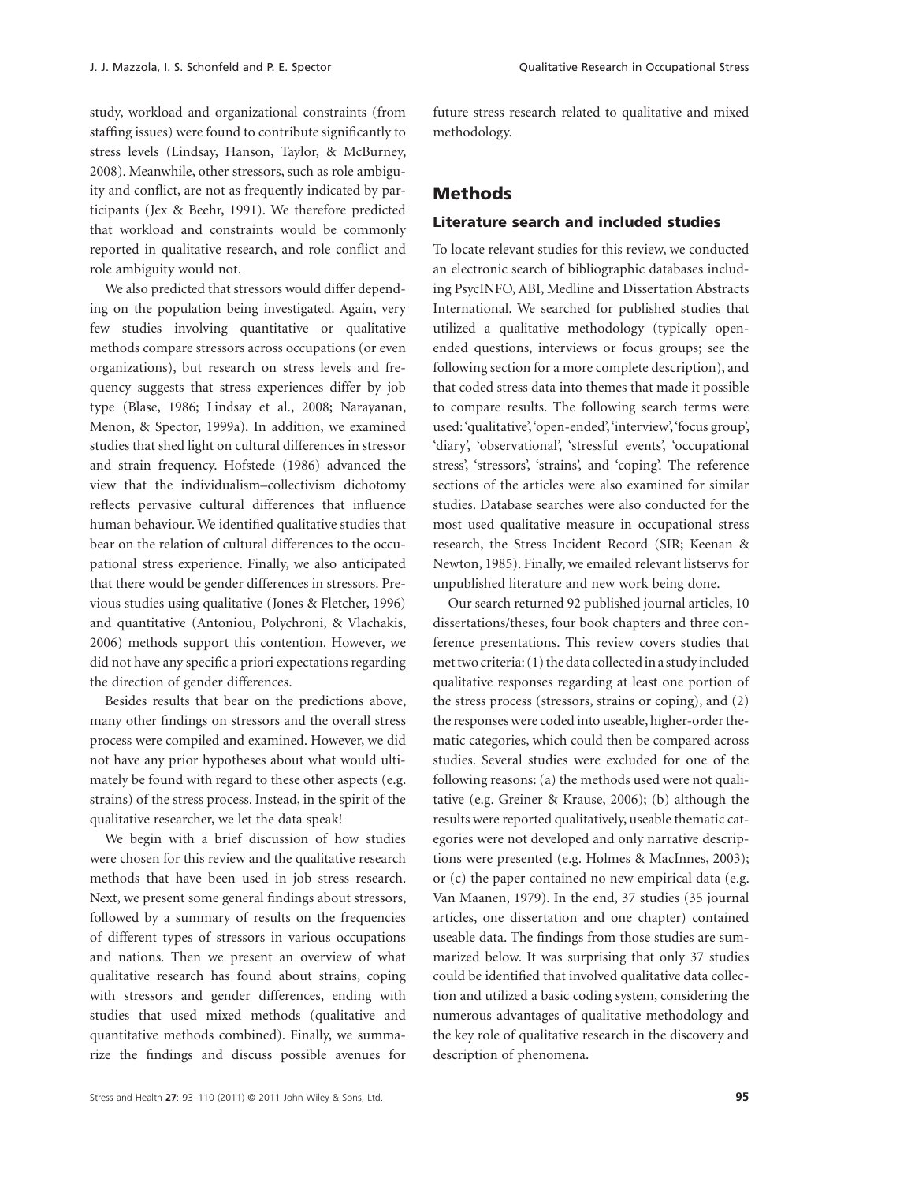study, workload and organizational constraints (from staffing issues) were found to contribute significantly to stress levels (Lindsay, Hanson, Taylor, & McBurney, 2008). Meanwhile, other stressors, such as role ambiguity and conflict, are not as frequently indicated by participants (Jex & Beehr, 1991). We therefore predicted that workload and constraints would be commonly reported in qualitative research, and role conflict and role ambiguity would not.

We also predicted that stressors would differ depending on the population being investigated. Again, very few studies involving quantitative or qualitative methods compare stressors across occupations (or even organizations), but research on stress levels and frequency suggests that stress experiences differ by job type (Blase, 1986; Lindsay et al., 2008; Narayanan, Menon, & Spector, 1999a). In addition, we examined studies that shed light on cultural differences in stressor and strain frequency. Hofstede (1986) advanced the view that the individualism–collectivism dichotomy reflects pervasive cultural differences that influence human behaviour. We identified qualitative studies that bear on the relation of cultural differences to the occupational stress experience. Finally, we also anticipated that there would be gender differences in stressors. Previous studies using qualitative (Jones & Fletcher, 1996) and quantitative (Antoniou, Polychroni, & Vlachakis, 2006) methods support this contention. However, we did not have any specific a priori expectations regarding the direction of gender differences.

Besides results that bear on the predictions above, many other findings on stressors and the overall stress process were compiled and examined. However, we did not have any prior hypotheses about what would ultimately be found with regard to these other aspects (e.g. strains) of the stress process. Instead, in the spirit of the qualitative researcher, we let the data speak!

We begin with a brief discussion of how studies were chosen for this review and the qualitative research methods that have been used in job stress research. Next, we present some general findings about stressors, followed by a summary of results on the frequencies of different types of stressors in various occupations and nations. Then we present an overview of what qualitative research has found about strains, coping with stressors and gender differences, ending with studies that used mixed methods (qualitative and quantitative methods combined). Finally, we summarize the findings and discuss possible avenues for future stress research related to qualitative and mixed methodology.

## Methods

### Literature search and included studies

To locate relevant studies for this review, we conducted an electronic search of bibliographic databases including PsycINFO, ABI, Medline and Dissertation Abstracts International. We searched for published studies that utilized a qualitative methodology (typically open-ended questions, interviews or focus groups; see the following section for a more complete description), and that coded stress data into themes that made it possible to compare results. The following search terms were used: 'qualitative', 'open-ended', 'interview', 'focus group', 'diary', 'observational', 'stressful events', 'occupational stress', 'stressors', 'strains', and 'coping'. The reference sections of the articles were also examined for similar studies. Database searches were also conducted for the most used qualitative measure in occupational stress research, the Stress Incident Record (SIR; Keenan & Newton, 1985). Finally, we emailed relevant listservs for unpublished literature and new work being done.

Our search returned 92 published journal articles, 10 dissertations/theses, four book chapters and three conference presentations. This review covers studies that met two criteria: (1) the data collected in a study included qualitative responses regarding at least one portion of the stress process (stressors, strains or coping), and (2) the responses were coded into useable, higher-order thematic categories, which could then be compared across studies. Several studies were excluded for one of the following reasons: (a) the methods used were not qualitative (e.g. Greiner & Krause, 2006); (b) although the results were reported qualitatively, useable thematic categories were not developed and only narrative descriptions were presented (e.g. Holmes & MacInnes, 2003); or (c) the paper contained no new empirical data (e.g. Van Maanen, 1979). In the end, 37 studies (35 journal articles, one dissertation and one chapter) contained useable data. The findings from those studies are summarized below. It was surprising that only 37 studies could be identified that involved qualitative data collection and utilized a basic coding system, considering the numerous advantages of qualitative methodology and the key role of qualitative research in the discovery and description of phenomena.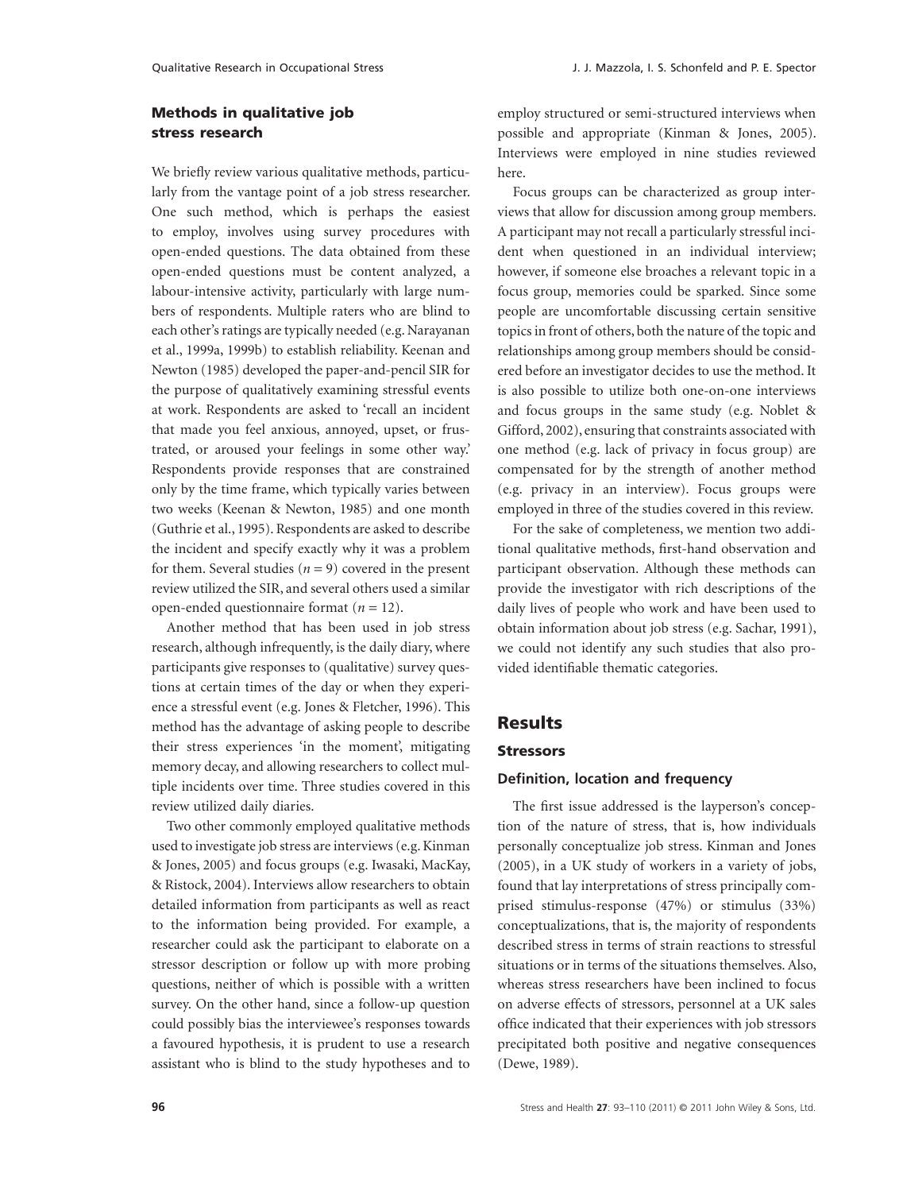### Methods in qualitative job stress research

We briefly review various qualitative methods, particularly from the vantage point of a job stress researcher. One such method, which is perhaps the easiest to employ, involves using survey procedures with open-ended questions. The data obtained from these open-ended questions must be content analyzed, a labour-intensive activity, particularly with large numbers of respondents. Multiple raters who are blind to each other's ratings are typically needed (e.g. Narayanan et al., 1999a, 1999b) to establish reliability. Keenan and Newton (1985) developed the paper-and-pencil SIR for the purpose of qualitatively examining stressful events at work. Respondents are asked to 'recall an incident that made you feel anxious, annoyed, upset, or frustrated, or aroused your feelings in some other way.' Respondents provide responses that are constrained only by the time frame, which typically varies between two weeks (Keenan & Newton, 1985) and one month (Guthrie et al., 1995). Respondents are asked to describe the incident and specify exactly why it was a problem for them. Several studies ($n = 9$) covered in the present review utilized the SIR, and several others used a similar open-ended questionnaire format ($n = 12$).

Another method that has been used in job stress research, although infrequently, is the daily diary, where participants give responses to (qualitative) survey questions at certain times of the day or when they experience a stressful event (e.g. Jones & Fletcher, 1996). This method has the advantage of asking people to describe their stress experiences 'in the moment', mitigating memory decay, and allowing researchers to collect multiple incidents over time. Three studies covered in this review utilized daily diaries.

Two other commonly employed qualitative methods used to investigate job stress are interviews (e.g. Kinman & Jones, 2005) and focus groups (e.g. Iwasaki, MacKay, & Ristock, 2004). Interviews allow researchers to obtain detailed information from participants as well as react to the information being provided. For example, a researcher could ask the participant to elaborate on a stressor description or follow up with more probing questions, neither of which is possible with a written survey. On the other hand, since a follow-up question could possibly bias the interviewee's responses towards a favoured hypothesis, it is prudent to use a research assistant who is blind to the study hypotheses and to employ structured or semi-structured interviews when possible and appropriate (Kinman & Jones, 2005). Interviews were employed in nine studies reviewed here.

Focus groups can be characterized as group interviews that allow for discussion among group members. A participant may not recall a particularly stressful incident when questioned in an individual interview; however, if someone else broaches a relevant topic in a focus group, memories could be sparked. Since some people are uncomfortable discussing certain sensitive topics in front of others, both the nature of the topic and relationships among group members should be considered before an investigator decides to use the method. It is also possible to utilize both one-on-one interviews and focus groups in the same study (e.g. Noblet & Gifford, 2002), ensuring that constraints associated with one method (e.g. lack of privacy in focus group) are compensated for by the strength of another method (e.g. privacy in an interview). Focus groups were employed in three of the studies covered in this review.

For the sake of completeness, we mention two additional qualitative methods, first-hand observation and participant observation. Although these methods can provide the investigator with rich descriptions of the daily lives of people who work and have been used to obtain information about job stress (e.g. Sachar, 1991), we could not identify any such studies that also provided identifiable thematic categories.

## Results

### Stressors

#### Definition, location and frequency

The first issue addressed is the layperson's conception of the nature of stress, that is, how individuals personally conceptualize job stress. Kinman and Jones (2005), in a UK study of workers in a variety of jobs, found that lay interpretations of stress principally comprised stimulus-response (47%) or stimulus (33%) conceptualizations, that is, the majority of respondents described stress in terms of strain reactions to stressful situations or in terms of the situations themselves. Also, whereas stress researchers have been inclined to focus on adverse effects of stressors, personnel at a UK sales office indicated that their experiences with job stressors precipitated both positive and negative consequences (Dewe, 1989).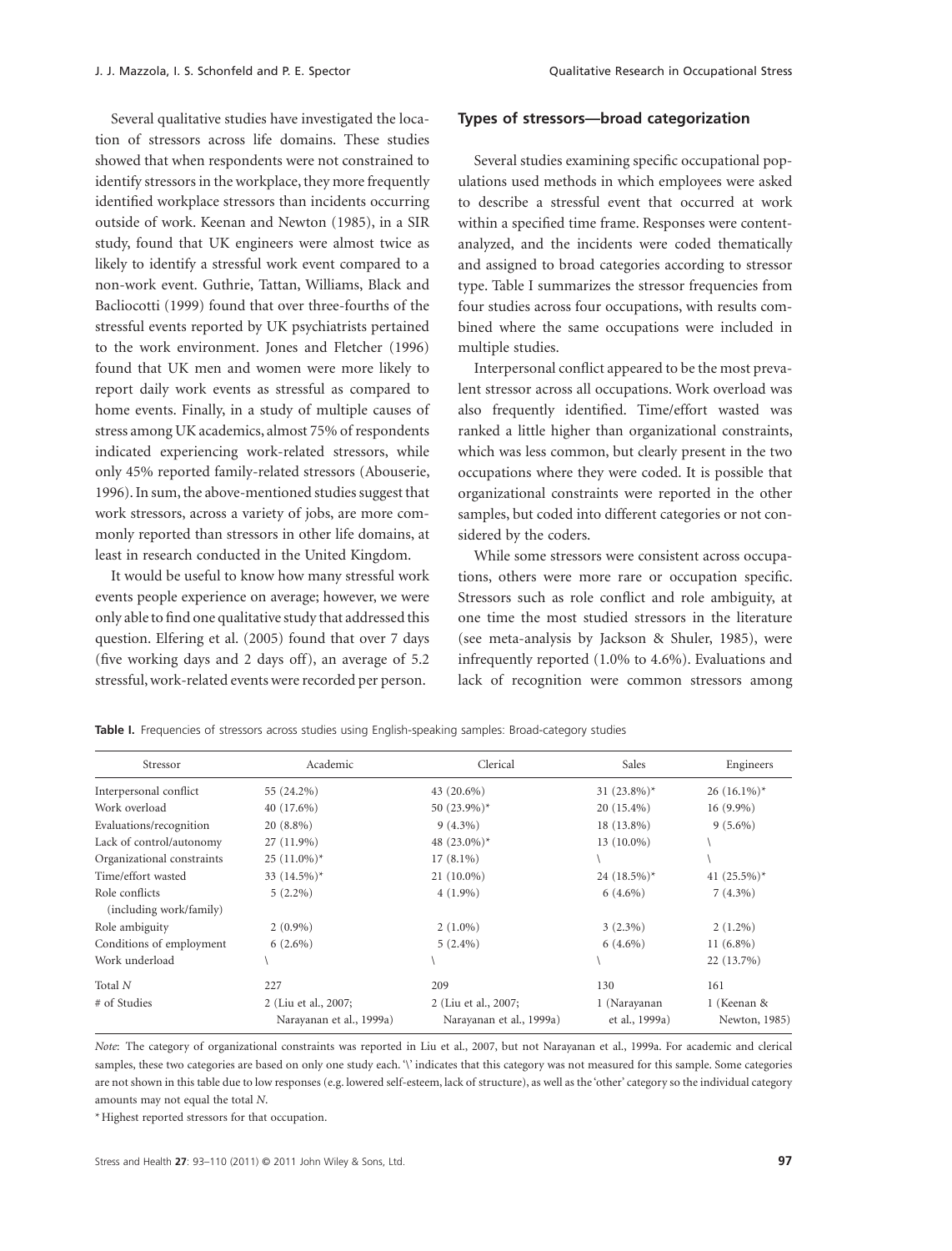Several qualitative studies have investigated the location of stressors across life domains. These studies showed that when respondents were not constrained to identify stressors in the workplace, they more frequently identified workplace stressors than incidents occurring outside of work. Keenan and Newton (1985), in a SIR study, found that UK engineers were almost twice as likely to identify a stressful work event compared to a non-work event. Guthrie, Tattan, Williams, Black and Bacliocotti (1999) found that over three-fourths of the stressful events reported by UK psychiatrists pertained to the work environment. Jones and Fletcher (1996) found that UK men and women were more likely to report daily work events as stressful as compared to home events. Finally, in a study of multiple causes of stress among UK academics, almost 75% of respondents indicated experiencing work-related stressors, while only 45% reported family-related stressors (Abouserie, 1996). In sum, the above-mentioned studies suggest that work stressors, across a variety of jobs, are more commonly reported than stressors in other life domains, at least in research conducted in the United Kingdom.

It would be useful to know how many stressful work events people experience on average; however, we were only able to find one qualitative study that addressed this question. Elfering et al. (2005) found that over 7 days (five working days and 2 days off), an average of 5.2 stressful, work-related events were recorded per person.

## Types of stressors—broad categorization

Several studies examining specific occupational populations used methods in which employees were asked to describe a stressful event that occurred at work within a specified time frame. Responses were content-analyzed, and the incidents were coded thematically and assigned to broad categories according to stressor type. Table I summarizes the stressor frequencies from four studies across four occupations, with results combined where the same occupations were included in multiple studies.

Interpersonal conflict appeared to be the most prevalent stressor across all occupations. Work overload was also frequently identified. Time/effort wasted was ranked a little higher than organizational constraints, which was less common, but clearly present in the two occupations where they were coded. It is possible that organizational constraints were reported in the other samples, but coded into different categories or not considered by the coders.

While some stressors were consistent across occupations, others were more rare or occupation specific. Stressors such as role conflict and role ambiguity, at one time the most studied stressors in the literature (see meta-analysis by Jackson & Shuler, 1985), were infrequently reported (1.0% to 4.6%). Evaluations and lack of recognition were common stressors among

**Table I.** Frequencies of stressors across studies using English-speaking samples: Broad-category studies

| Stressor | Academic | Clerical | Sales | Engineers |
|---|---|---|---|---|
| Interpersonal conflict | 55 (24.2%) | 43 (20.6%) | 31 (23.8%)* | 26 (16.1%)* |
| Work overload | 40 (17.6%) | 50 (23.9%)* | 20 (15.4%) | 16 (9.9%) |
| Evaluations/recognition | 20 (8.8%) | 9 (4.3%) | 18 (13.8%) | 9 (5.6%) |
| Lack of control/autonomy | 27 (11.9%) | 48 (23.0%)* | 13 (10.0%) | \ |
| Organizational constraints | 25 (11.0%)* | 17 (8.1%) | \ | \ |
| Time/effort wasted | 33 (14.5%)* | 21 (10.0%) | 24 (18.5%)* | 41 (25.5%)* |
| Role conflicts (including work/family) | 5 (2.2%) | 4 (1.9%) | 6 (4.6%) | 7 (4.3%) |
| Role ambiguity | 2 (0.9%) | 2 (1.0%) | 3 (2.3%) | 2 (1.2%) |
| Conditions of employment | 6 (2.6%) | 5 (2.4%) | 6 (4.6%) | 11 (6.8%) |
| Work underload | \ | \ | \ | 22 (13.7%) |
| Total *N* | 227 | 209 | 130 | 161 |
| # of Studies | 2 (Liu et al., 2007; Narayanan et al., 1999a) | 2 (Liu et al., 2007; Narayanan et al., 1999a) | 1 (Narayanan et al., 1999a) | 1 (Keenan & Newton, 1985) |

*Note*: The category of organizational constraints was reported in Liu et al., 2007, but not Narayanan et al., 1999a. For academic and clerical samples, these two categories are based on only one study each. '\' indicates that this category was not measured for this sample. Some categories are not shown in this table due to low responses (e.g. lowered self-esteem, lack of structure), as well as the 'other' category so the individual category amounts may not equal the total *N*.

\* Highest reported stressors for that occupation.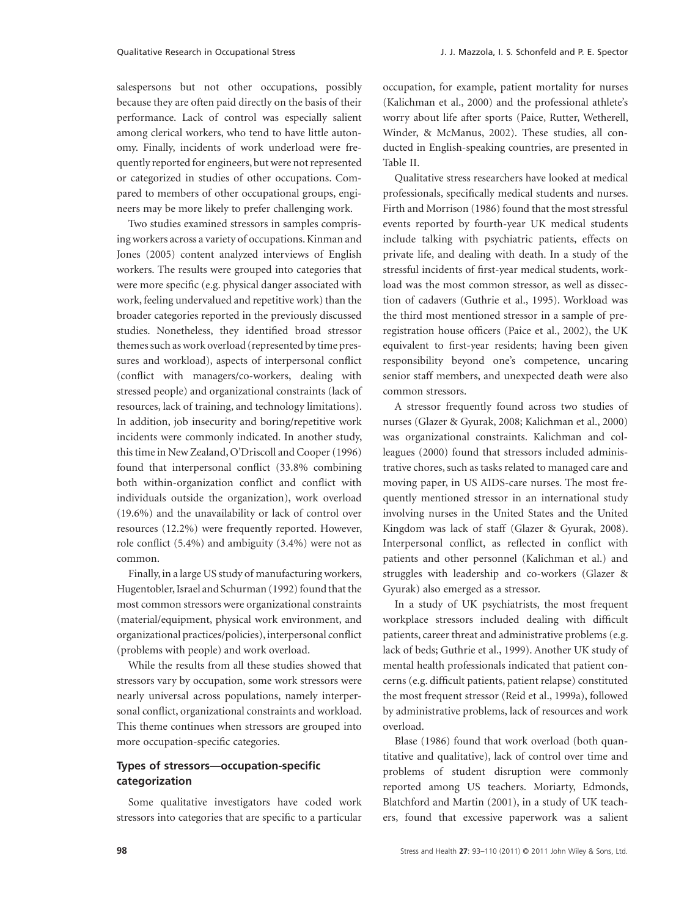salespersons but not other occupations, possibly because they are often paid directly on the basis of their performance. Lack of control was especially salient among clerical workers, who tend to have little autonomy. Finally, incidents of work underload were frequently reported for engineers, but were not represented or categorized in studies of other occupations. Compared to members of other occupational groups, engineers may be more likely to prefer challenging work.

Two studies examined stressors in samples comprising workers across a variety of occupations. Kinman and Jones (2005) content analyzed interviews of English workers. The results were grouped into categories that were more specific (e.g. physical danger associated with work, feeling undervalued and repetitive work) than the broader categories reported in the previously discussed studies. Nonetheless, they identified broad stressor themes such as work overload (represented by time pressures and workload), aspects of interpersonal conflict (conflict with managers/co-workers, dealing with stressed people) and organizational constraints (lack of resources, lack of training, and technology limitations). In addition, job insecurity and boring/repetitive work incidents were commonly indicated. In another study, this time in New Zealand, O'Driscoll and Cooper (1996) found that interpersonal conflict (33.8% combining both within-organization conflict and conflict with individuals outside the organization), work overload (19.6%) and the unavailability or lack of control over resources (12.2%) were frequently reported. However, role conflict (5.4%) and ambiguity (3.4%) were not as common.

Finally, in a large US study of manufacturing workers, Hugentobler, Israel and Schurman (1992) found that the most common stressors were organizational constraints (material/equipment, physical work environment, and organizational practices/policies), interpersonal conflict (problems with people) and work overload.

While the results from all these studies showed that stressors vary by occupation, some work stressors were nearly universal across populations, namely interpersonal conflict, organizational constraints and workload. This theme continues when stressors are grouped into more occupation-specific categories.

### Types of stressors—occupation-specific categorization

Some qualitative investigators have coded work stressors into categories that are specific to a particular occupation, for example, patient mortality for nurses (Kalichman et al., 2000) and the professional athlete's worry about life after sports (Paice, Rutter, Wetherell, Winder, & McManus, 2002). These studies, all conducted in English-speaking countries, are presented in Table II.

Qualitative stress researchers have looked at medical professionals, specifically medical students and nurses. Firth and Morrison (1986) found that the most stressful events reported by fourth-year UK medical students include talking with psychiatric patients, effects on private life, and dealing with death. In a study of the stressful incidents of first-year medical students, workload was the most common stressor, as well as dissection of cadavers (Guthrie et al., 1995). Workload was the third most mentioned stressor in a sample of preregistration house officers (Paice et al., 2002), the UK equivalent to first-year residents; having been given responsibility beyond one's competence, uncaring senior staff members, and unexpected death were also common stressors.

A stressor frequently found across two studies of nurses (Glazer & Gyurak, 2008; Kalichman et al., 2000) was organizational constraints. Kalichman and colleagues (2000) found that stressors included administrative chores, such as tasks related to managed care and moving paper, in US AIDS-care nurses. The most frequently mentioned stressor in an international study involving nurses in the United States and the United Kingdom was lack of staff (Glazer & Gyurak, 2008). Interpersonal conflict, as reflected in conflict with patients and other personnel (Kalichman et al.) and struggles with leadership and co-workers (Glazer & Gyurak) also emerged as a stressor.

In a study of UK psychiatrists, the most frequent workplace stressors included dealing with difficult patients, career threat and administrative problems (e.g. lack of beds; Guthrie et al., 1999). Another UK study of mental health professionals indicated that patient concerns (e.g. difficult patients, patient relapse) constituted the most frequent stressor (Reid et al., 1999a), followed by administrative problems, lack of resources and work overload.

Blase (1986) found that work overload (both quantitative and qualitative), lack of control over time and problems of student disruption were commonly reported among US teachers. Moriarty, Edmonds, Blatchford and Martin (2001), in a study of UK teachers, found that excessive paperwork was a salient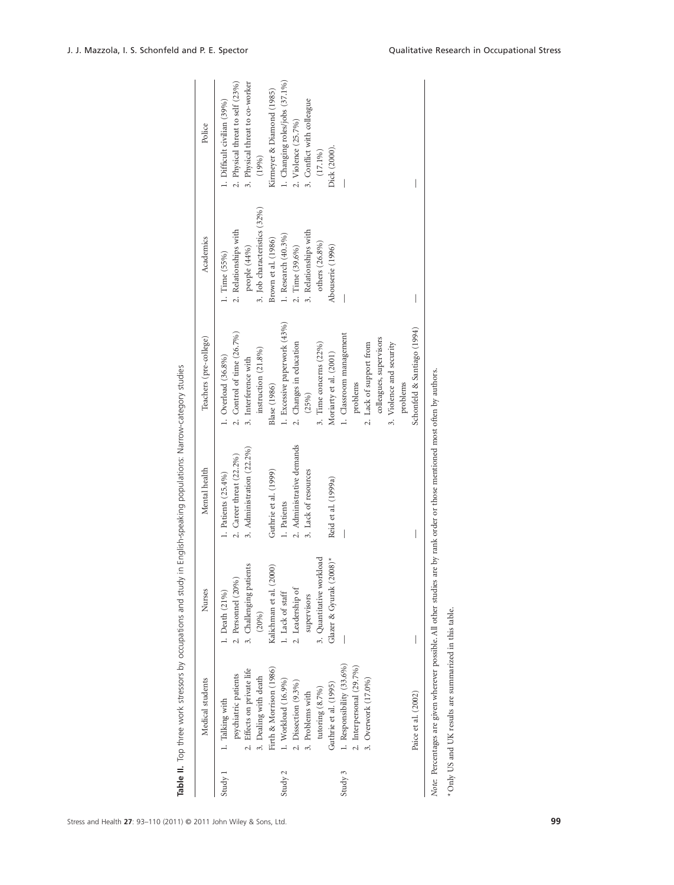**Table II.** Top three work stressors by occupations and study in English-speaking populations: Narrow-category studies

| | Medical students | Nurses | Mental health | Teachers (pre-college) | Academics | Police |
|---|---|---|---|---|---|---|
| Study 1 | 1. Talking with psychiatric patients<br>2. Effects on private life<br>3. Dealing with death | 1. Death (21%)<br>2. Personnel (20%)<br>3. Challenging patients (20%) | 1. Patients (25.4%)<br>2. Career threat (22.2%)<br>3. Administration (22.2%) | 1. Overload (36.8%)<br>2. Control of time (26.7%)<br>3. Interference with instruction (21.8%) | 1. Time (55%)<br>2. Relationships with people (44%)<br>3. Job characteristics (32%) | 1. Difficult civilian (39%)<br>2. Physical threat to self (23%)<br>3. Physical threat to co-worker (19%) |
| | Firth & Morrison (1986) | Kalichman et al. (2000) | Guthrie et al. (1999) | Blase (1986) | Brown et al. (1986) | Kirmeyer & Diamond (1985) |
| Study 2 | 1. Workload (16.9%)<br>2. Dissection (9.3%)<br>3. Problems with tutoring (8.7%) | 1. Lack of staff<br>2. Leadership of supervisors<br>3. Quantitative workload | 1. Patients<br>2. Administrative demands<br>3. Lack of resources | 1. Excessive paperwork (43%)<br>2. Changes in education (25%)<br>3. Time concerns (22%) | 1. Research (40.3%)<br>2. Time (39.6%)<br>3. Relationships with others (26.8%) | 1. Changing roles/jobs (37.1%)<br>2. Violence (25.7%)<br>3. Conflict with colleague (17.1%) |
| | Guthrie et al. (1995) | Glazer & Gyurak (2008)* | Reid et al. (1999a) | Moriarty et al. (2001) | Abouserie (1996) | Dick (2000). |
| Study 3 | 1. Responsibility (33.6%)<br>2. Interpersonal (29.7%)<br>3. Overwork (17.0%) | — | — | 1. Classroom management problems<br>2. Lack of support from colleagues, supervisors<br>3. Violence and security problems | — | — |
| | Paice et al. (2002) | — | — | Schonfeld & Santiago (1994) | — | — |

*Note*. Percentages are given wherever possible. All other studies are by rank order or those mentioned most often by authors.

*Only US and UK results are summarized in this table.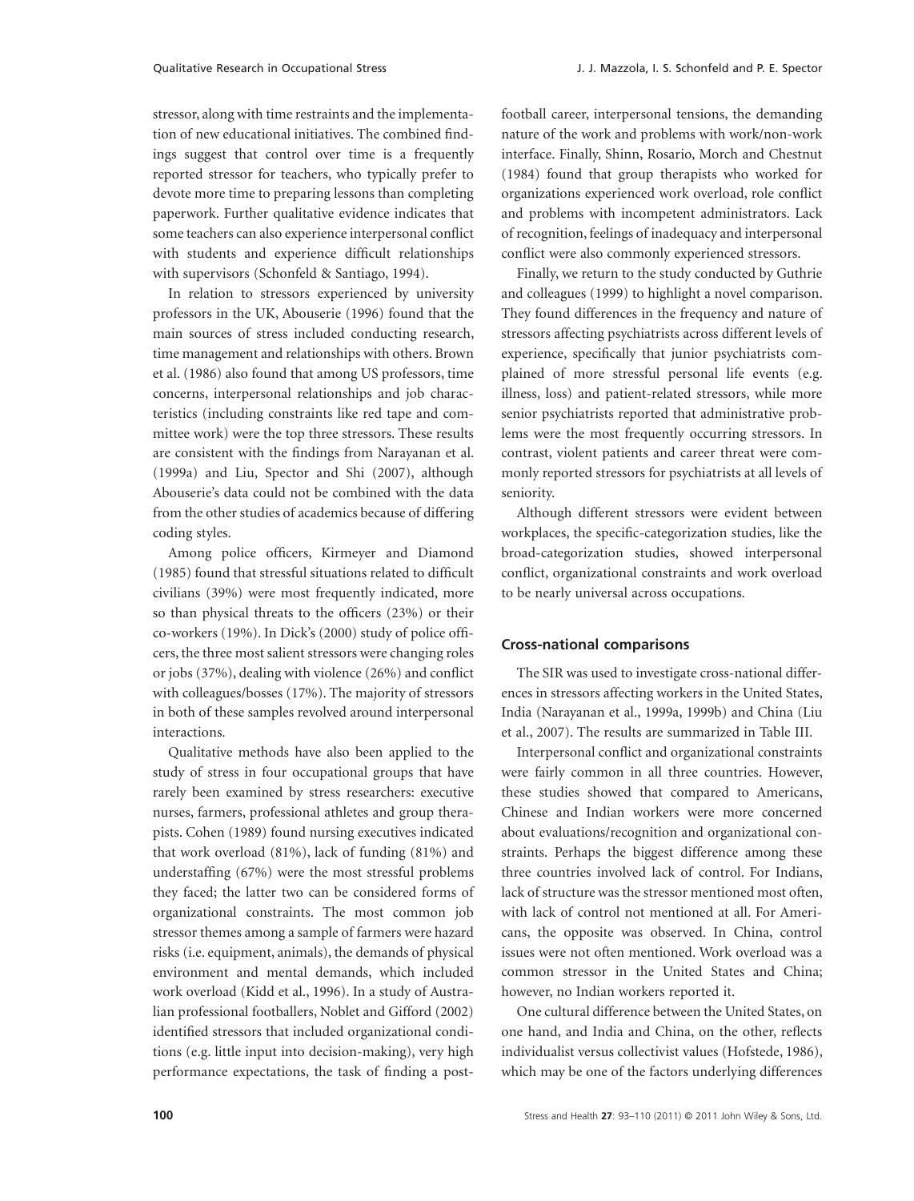stressor, along with time restraints and the implementation of new educational initiatives. The combined findings suggest that control over time is a frequently reported stressor for teachers, who typically prefer to devote more time to preparing lessons than completing paperwork. Further qualitative evidence indicates that some teachers can also experience interpersonal conflict with students and experience difficult relationships with supervisors (Schonfeld & Santiago, 1994).

In relation to stressors experienced by university professors in the UK, Abouserie (1996) found that the main sources of stress included conducting research, time management and relationships with others. Brown et al. (1986) also found that among US professors, time concerns, interpersonal relationships and job characteristics (including constraints like red tape and committee work) were the top three stressors. These results are consistent with the findings from Narayanan et al. (1999a) and Liu, Spector and Shi (2007), although Abouserie's data could not be combined with the data from the other studies of academics because of differing coding styles.

Among police officers, Kirmeyer and Diamond (1985) found that stressful situations related to difficult civilians (39%) were most frequently indicated, more so than physical threats to the officers (23%) or their co-workers (19%). In Dick's (2000) study of police officers, the three most salient stressors were changing roles or jobs (37%), dealing with violence (26%) and conflict with colleagues/bosses (17%). The majority of stressors in both of these samples revolved around interpersonal interactions.

Qualitative methods have also been applied to the study of stress in four occupational groups that have rarely been examined by stress researchers: executive nurses, farmers, professional athletes and group therapists. Cohen (1989) found nursing executives indicated that work overload (81%), lack of funding (81%) and understaffing (67%) were the most stressful problems they faced; the latter two can be considered forms of organizational constraints. The most common job stressor themes among a sample of farmers were hazard risks (i.e. equipment, animals), the demands of physical environment and mental demands, which included work overload (Kidd et al., 1996). In a study of Australian professional footballers, Noblet and Gifford (2002) identified stressors that included organizational conditions (e.g. little input into decision-making), very high performance expectations, the task of finding a post-football career, interpersonal tensions, the demanding nature of the work and problems with work/non-work interface. Finally, Shinn, Rosario, Morch and Chestnut (1984) found that group therapists who worked for organizations experienced work overload, role conflict and problems with incompetent administrators. Lack of recognition, feelings of inadequacy and interpersonal conflict were also commonly experienced stressors.

Finally, we return to the study conducted by Guthrie and colleagues (1999) to highlight a novel comparison. They found differences in the frequency and nature of stressors affecting psychiatrists across different levels of experience, specifically that junior psychiatrists complained of more stressful personal life events (e.g. illness, loss) and patient-related stressors, while more senior psychiatrists reported that administrative problems were the most frequently occurring stressors. In contrast, violent patients and career threat were commonly reported stressors for psychiatrists at all levels of seniority.

Although different stressors were evident between workplaces, the specific-categorization studies, like the broad-categorization studies, showed interpersonal conflict, organizational constraints and work overload to be nearly universal across occupations.

### Cross-national comparisons

The SIR was used to investigate cross-national differences in stressors affecting workers in the United States, India (Narayanan et al., 1999a, 1999b) and China (Liu et al., 2007). The results are summarized in Table III.

Interpersonal conflict and organizational constraints were fairly common in all three countries. However, these studies showed that compared to Americans, Chinese and Indian workers were more concerned about evaluations/recognition and organizational constraints. Perhaps the biggest difference among these three countries involved lack of control. For Indians, lack of structure was the stressor mentioned most often, with lack of control not mentioned at all. For Americans, the opposite was observed. In China, control issues were not often mentioned. Work overload was a common stressor in the United States and China; however, no Indian workers reported it.

One cultural difference between the United States, on one hand, and India and China, on the other, reflects individualist versus collectivist values (Hofstede, 1986), which may be one of the factors underlying differences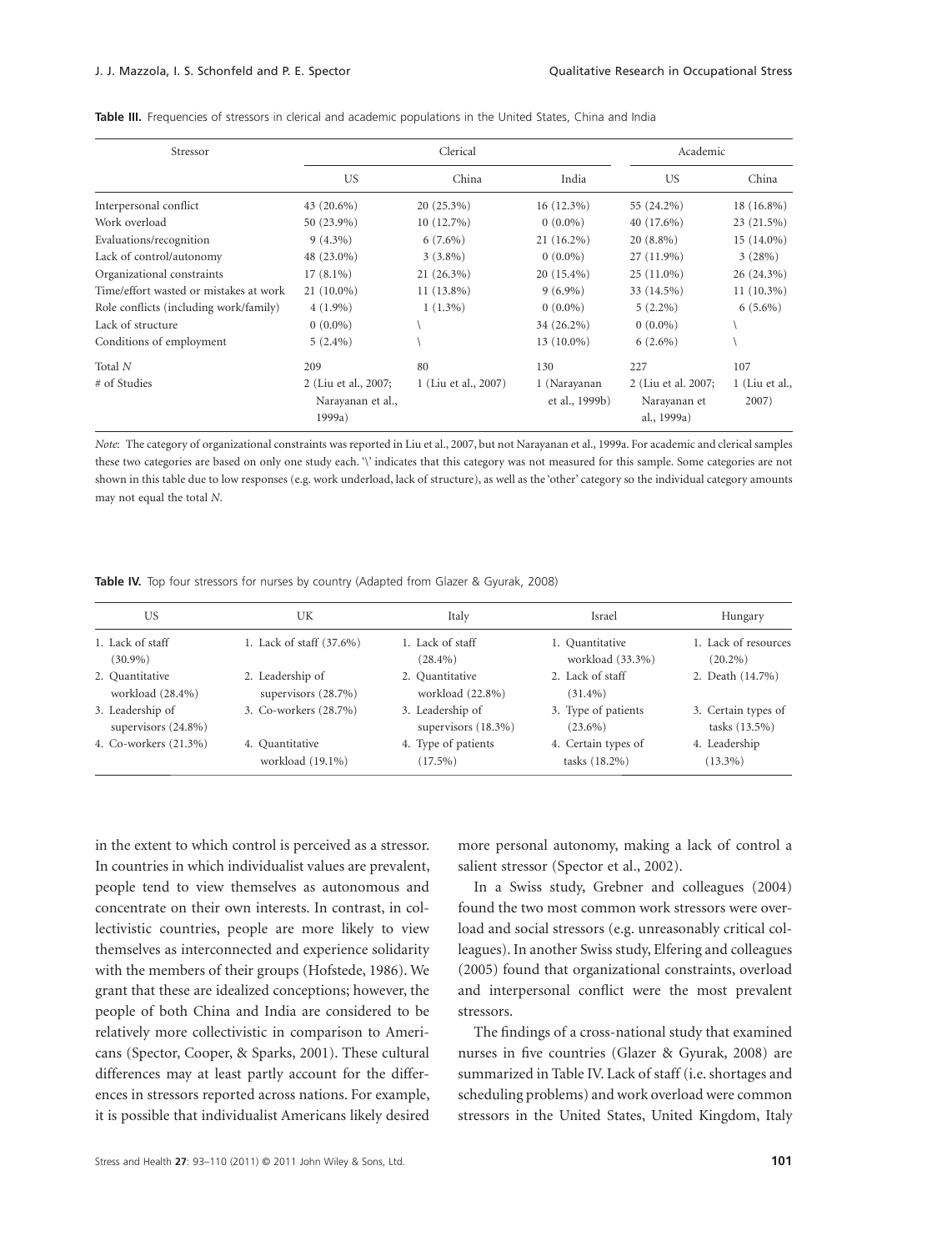**Table III.** Frequencies of stressors in clerical and academic populations in the United States, China and India

| Stressor | Clerical | | | Academic | |
|---|---|---|---|---|---|
| | US | China | India | US | China |
| Interpersonal conflict | 43 (20.6%) | 20 (25.3%) | 16 (12.3%) | 55 (24.2%) | 18 (16.8%) |
| Work overload | 50 (23.9%) | 10 (12.7%) | 0 (0.0%) | 40 (17.6%) | 23 (21.5%) |
| Evaluations/recognition | 9 (4.3%) | 6 (7.6%) | 21 (16.2%) | 20 (8.8%) | 15 (14.0%) |
| Lack of control/autonomy | 48 (23.0%) | 3 (3.8%) | 0 (0.0%) | 27 (11.9%) | 3 (28%) |
| Organizational constraints | 17 (8.1%) | 21 (26.3%) | 20 (15.4%) | 25 (11.0%) | 26 (24.3%) |
| Time/effort wasted or mistakes at work | 21 (10.0%) | 11 (13.8%) | 9 (6.9%) | 33 (14.5%) | 11 (10.3%) |
| Role conflicts (including work/family) | 4 (1.9%) | 1 (1.3%) | 0 (0.0%) | 5 (2.2%) | 6 (5.6%) |
| Lack of structure | 0 (0.0%) | \ | 34 (26.2%) | 0 (0.0%) | \ |
| Conditions of employment | 5 (2.4%) | \ | 13 (10.0%) | 6 (2.6%) | \ |
| Total *N* | 209 | 80 | 130 | 227 | 107 |
| # of Studies | 2 (Liu et al., 2007; Narayanan et al., 1999a) | 1 (Liu et al., 2007) | 1 (Narayanan et al., 1999b) | 2 (Liu et al. 2007; Narayanan et al., 1999a) | 1 (Liu et al., 2007) |

*Note*: The category of organizational constraints was reported in Liu et al., 2007, but not Narayanan et al., 1999a. For academic and clerical samples these two categories are based on only one study each. '\' indicates that this category was not measured for this sample. Some categories are not shown in this table due to low responses (e.g. work underload, lack of structure), as well as the 'other' category so the individual category amounts may not equal the total *N*.

**Table IV.** Top four stressors for nurses by country (Adapted from Glazer & Gyurak, 2008)

| US | UK | Italy | Israel | Hungary |
|---|---|---|---|---|
| 1. Lack of staff (30.9%) | 1. Lack of staff (37.6%) | 1. Lack of staff (28.4%) | 1. Quantitative workload (33.3%) | 1. Lack of resources (20.2%) |
| 2. Quantitative workload (28.4%) | 2. Leadership of supervisors (28.7%) | 2. Quantitative workload (22.8%) | 2. Lack of staff (31.4%) | 2. Death (14.7%) |
| 3. Leadership of supervisors (24.8%) | 3. Co-workers (28.7%) | 3. Leadership of supervisors (18.3%) | 3. Type of patients (23.6%) | 3. Certain types of tasks (13.5%) |
| 4. Co-workers (21.3%) | 4. Quantitative workload (19.1%) | 4. Type of patients (17.5%) | 4. Certain types of tasks (18.2%) | 4. Leadership (13.3%) |

in the extent to which control is perceived as a stressor. In countries in which individualist values are prevalent, people tend to view themselves as autonomous and concentrate on their own interests. In contrast, in collectivistic countries, people are more likely to view themselves as interconnected and experience solidarity with the members of their groups (Hofstede, 1986). We grant that these are idealized conceptions; however, the people of both China and India are considered to be relatively more collectivistic in comparison to Americans (Spector, Cooper, & Sparks, 2001). These cultural differences may at least partly account for the differences in stressors reported across nations. For example, it is possible that individualist Americans likely desired more personal autonomy, making a lack of control a salient stressor (Spector et al., 2002).

In a Swiss study, Grebner and colleagues (2004) found the two most common work stressors were overload and social stressors (e.g. unreasonably critical colleagues). In another Swiss study, Elfering and colleagues (2005) found that organizational constraints, overload and interpersonal conflict were the most prevalent stressors.

The findings of a cross-national study that examined nurses in five countries (Glazer & Gyurak, 2008) are summarized in Table IV. Lack of staff (i.e. shortages and scheduling problems) and work overload were common stressors in the United States, United Kingdom, Italy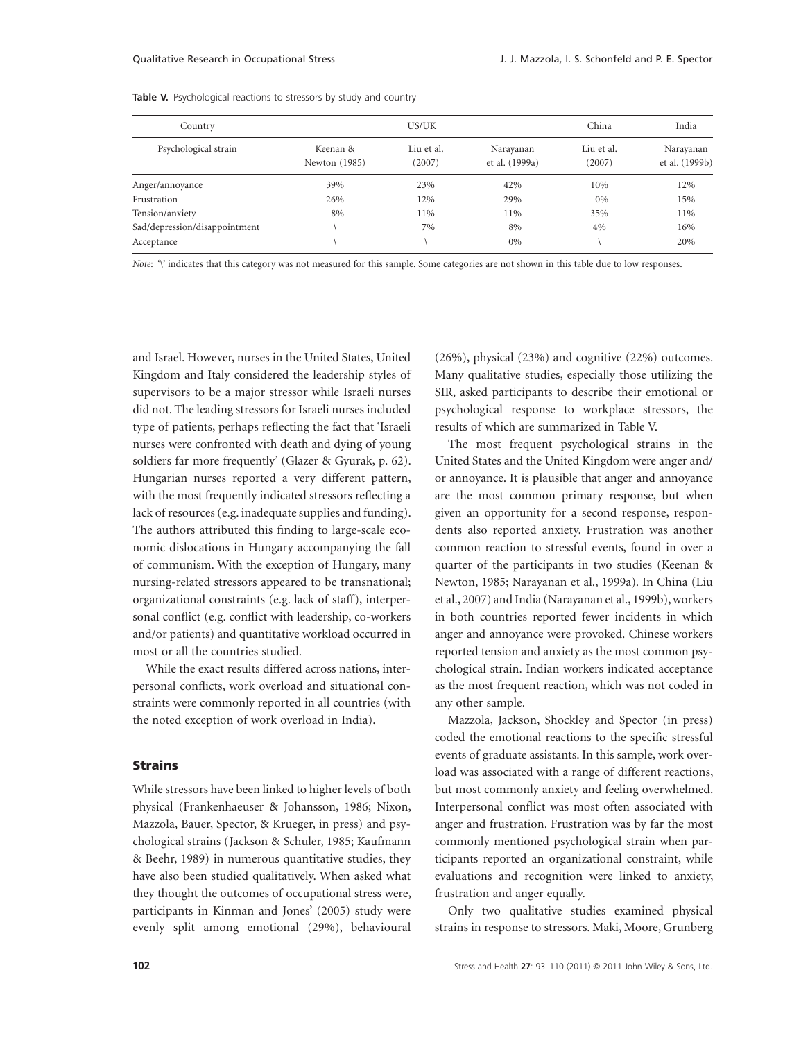**Table V.** Psychological reactions to stressors by study and country

| Country | US/UK | | | China | India |
|---|---|---|---|---|---|
| Psychological strain | Keenan & Newton (1985) | Liu et al. (2007) | Narayanan et al. (1999a) | Liu et al. (2007) | Narayanan et al. (1999b) |
| Anger/annoyance | 39% | 23% | 42% | 10% | 12% |
| Frustration | 26% | 12% | 29% | 0% | 15% |
| Tension/anxiety | 8% | 11% | 11% | 35% | 11% |
| Sad/depression/disappointment | \ | 7% | 8% | 4% | 16% |
| Acceptance | \ | \ | 0% | \ | 20% |

*Note*: '\' indicates that this category was not measured for this sample. Some categories are not shown in this table due to low responses.

and Israel. However, nurses in the United States, United Kingdom and Italy considered the leadership styles of supervisors to be a major stressor while Israeli nurses did not. The leading stressors for Israeli nurses included type of patients, perhaps reflecting the fact that 'Israeli nurses were confronted with death and dying of young soldiers far more frequently' (Glazer & Gyurak, p. 62). Hungarian nurses reported a very different pattern, with the most frequently indicated stressors reflecting a lack of resources (e.g. inadequate supplies and funding). The authors attributed this finding to large-scale economic dislocations in Hungary accompanying the fall of communism. With the exception of Hungary, many nursing-related stressors appeared to be transnational; organizational constraints (e.g. lack of staff), interpersonal conflict (e.g. conflict with leadership, co-workers and/or patients) and quantitative workload occurred in most or all the countries studied.

While the exact results differed across nations, interpersonal conflicts, work overload and situational constraints were commonly reported in all countries (with the noted exception of work overload in India).

## Strains

While stressors have been linked to higher levels of both physical (Frankenhaeuser & Johansson, 1986; Nixon, Mazzola, Bauer, Spector, & Krueger, in press) and psychological strains (Jackson & Schuler, 1985; Kaufmann & Beehr, 1989) in numerous quantitative studies, they have also been studied qualitatively. When asked what they thought the outcomes of occupational stress were, participants in Kinman and Jones' (2005) study were evenly split among emotional (29%), behavioural (26%), physical (23%) and cognitive (22%) outcomes. Many qualitative studies, especially those utilizing the SIR, asked participants to describe their emotional or psychological response to workplace stressors, the results of which are summarized in Table V.

The most frequent psychological strains in the United States and the United Kingdom were anger and/or annoyance. It is plausible that anger and annoyance are the most common primary response, but when given an opportunity for a second response, respondents also reported anxiety. Frustration was another common reaction to stressful events, found in over a quarter of the participants in two studies (Keenan & Newton, 1985; Narayanan et al., 1999a). In China (Liu et al., 2007) and India (Narayanan et al., 1999b), workers in both countries reported fewer incidents in which anger and annoyance were provoked. Chinese workers reported tension and anxiety as the most common psychological strain. Indian workers indicated acceptance as the most frequent reaction, which was not coded in any other sample.

Mazzola, Jackson, Shockley and Spector (in press) coded the emotional reactions to the specific stressful events of graduate assistants. In this sample, work overload was associated with a range of different reactions, but most commonly anxiety and feeling overwhelmed. Interpersonal conflict was most often associated with anger and frustration. Frustration was by far the most commonly mentioned psychological strain when participants reported an organizational constraint, while evaluations and recognition were linked to anxiety, frustration and anger equally.

Only two qualitative studies examined physical strains in response to stressors. Maki, Moore, Grunberg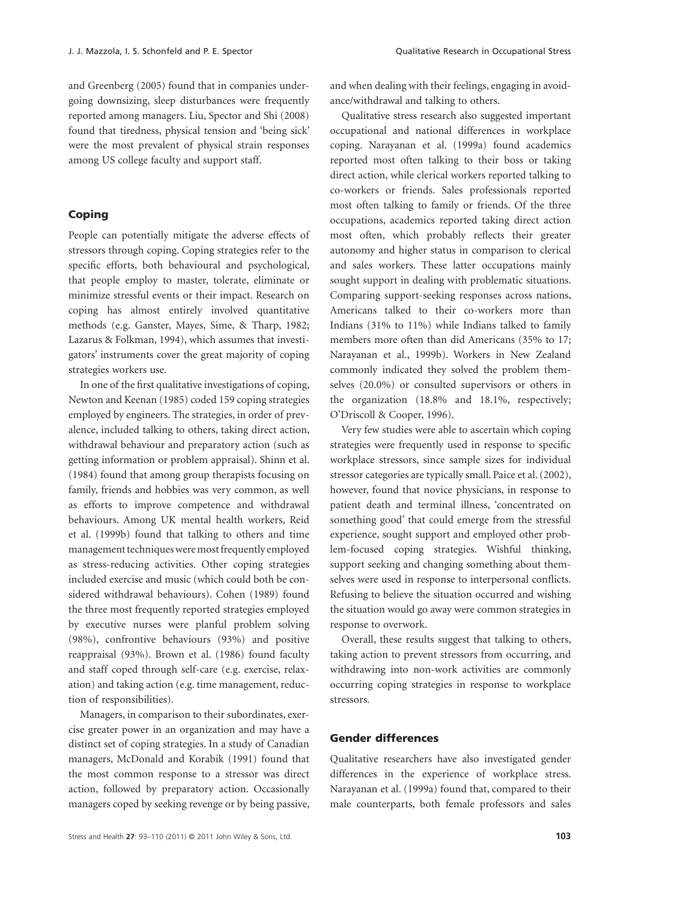and Greenberg (2005) found that in companies undergoing downsizing, sleep disturbances were frequently reported among managers. Liu, Spector and Shi (2008) found that tiredness, physical tension and 'being sick' were the most prevalent of physical strain responses among US college faculty and support staff.

## Coping

People can potentially mitigate the adverse effects of stressors through coping. Coping strategies refer to the specific efforts, both behavioural and psychological, that people employ to master, tolerate, eliminate or minimize stressful events or their impact. Research on coping has almost entirely involved quantitative methods (e.g. Ganster, Mayes, Sime, & Tharp, 1982; Lazarus & Folkman, 1994), which assumes that investigators' instruments cover the great majority of coping strategies workers use.

In one of the first qualitative investigations of coping, Newton and Keenan (1985) coded 159 coping strategies employed by engineers. The strategies, in order of prevalence, included talking to others, taking direct action, withdrawal behaviour and preparatory action (such as getting information or problem appraisal). Shinn et al. (1984) found that among group therapists focusing on family, friends and hobbies was very common, as well as efforts to improve competence and withdrawal behaviours. Among UK mental health workers, Reid et al. (1999b) found that talking to others and time management techniques were most frequently employed as stress-reducing activities. Other coping strategies included exercise and music (which could both be considered withdrawal behaviours). Cohen (1989) found the three most frequently reported strategies employed by executive nurses were planful problem solving (98%), confrontive behaviours (93%) and positive reappraisal (93%). Brown et al. (1986) found faculty and staff coped through self-care (e.g. exercise, relaxation) and taking action (e.g. time management, reduction of responsibilities).

Managers, in comparison to their subordinates, exercise greater power in an organization and may have a distinct set of coping strategies. In a study of Canadian managers, McDonald and Korabik (1991) found that the most common response to a stressor was direct action, followed by preparatory action. Occasionally managers coped by seeking revenge or by being passive, and when dealing with their feelings, engaging in avoidance/withdrawal and talking to others.

Qualitative stress research also suggested important occupational and national differences in workplace coping. Narayanan et al. (1999a) found academics reported most often talking to their boss or taking direct action, while clerical workers reported talking to co-workers or friends. Sales professionals reported most often talking to family or friends. Of the three occupations, academics reported taking direct action most often, which probably reflects their greater autonomy and higher status in comparison to clerical and sales workers. These latter occupations mainly sought support in dealing with problematic situations. Comparing support-seeking responses across nations, Americans talked to their co-workers more than Indians (31% to 11%) while Indians talked to family members more often than did Americans (35% to 17; Narayanan et al., 1999b). Workers in New Zealand commonly indicated they solved the problem themselves (20.0%) or consulted supervisors or others in the organization (18.8% and 18.1%, respectively; O'Driscoll & Cooper, 1996).

Very few studies were able to ascertain which coping strategies were frequently used in response to specific workplace stressors, since sample sizes for individual stressor categories are typically small. Paice et al. (2002), however, found that novice physicians, in response to patient death and terminal illness, 'concentrated on something good' that could emerge from the stressful experience, sought support and employed other problem-focused coping strategies. Wishful thinking, support seeking and changing something about themselves were used in response to interpersonal conflicts. Refusing to believe the situation occurred and wishing the situation would go away were common strategies in response to overwork.

Overall, these results suggest that talking to others, taking action to prevent stressors from occurring, and withdrawing into non-work activities are commonly occurring coping strategies in response to workplace stressors.

## Gender differences

Qualitative researchers have also investigated gender differences in the experience of workplace stress. Narayanan et al. (1999a) found that, compared to their male counterparts, both female professors and sales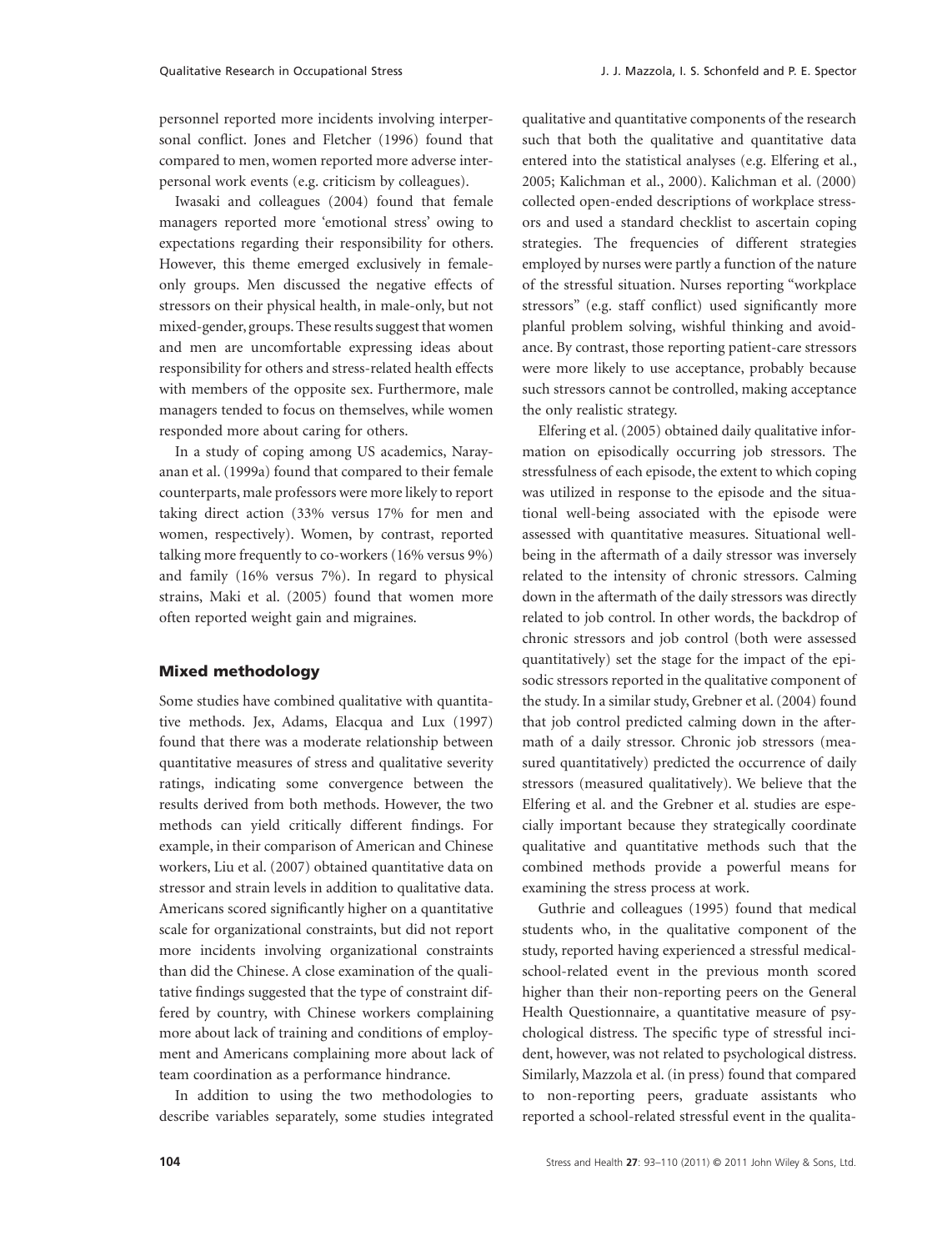personnel reported more incidents involving interpersonal conflict. Jones and Fletcher (1996) found that compared to men, women reported more adverse interpersonal work events (e.g. criticism by colleagues).

Iwasaki and colleagues (2004) found that female managers reported more 'emotional stress' owing to expectations regarding their responsibility for others. However, this theme emerged exclusively in female-only groups. Men discussed the negative effects of stressors on their physical health, in male-only, but not mixed-gender, groups. These results suggest that women and men are uncomfortable expressing ideas about responsibility for others and stress-related health effects with members of the opposite sex. Furthermore, male managers tended to focus on themselves, while women responded more about caring for others.

In a study of coping among US academics, Narayanan et al. (1999a) found that compared to their female counterparts, male professors were more likely to report taking direct action (33% versus 17% for men and women, respectively). Women, by contrast, reported talking more frequently to co-workers (16% versus 9%) and family (16% versus 7%). In regard to physical strains, Maki et al. (2005) found that women more often reported weight gain and migraines.

## Mixed methodology

Some studies have combined qualitative with quantitative methods. Jex, Adams, Elacqua and Lux (1997) found that there was a moderate relationship between quantitative measures of stress and qualitative severity ratings, indicating some convergence between the results derived from both methods. However, the two methods can yield critically different findings. For example, in their comparison of American and Chinese workers, Liu et al. (2007) obtained quantitative data on stressor and strain levels in addition to qualitative data. Americans scored significantly higher on a quantitative scale for organizational constraints, but did not report more incidents involving organizational constraints than did the Chinese. A close examination of the qualitative findings suggested that the type of constraint differed by country, with Chinese workers complaining more about lack of training and conditions of employment and Americans complaining more about lack of team coordination as a performance hindrance.

In addition to using the two methodologies to describe variables separately, some studies integrated qualitative and quantitative components of the research such that both the qualitative and quantitative data entered into the statistical analyses (e.g. Elfering et al., 2005; Kalichman et al., 2000). Kalichman et al. (2000) collected open-ended descriptions of workplace stressors and used a standard checklist to ascertain coping strategies. The frequencies of different strategies employed by nurses were partly a function of the nature of the stressful situation. Nurses reporting "workplace stressors" (e.g. staff conflict) used significantly more planful problem solving, wishful thinking and avoidance. By contrast, those reporting patient-care stressors were more likely to use acceptance, probably because such stressors cannot be controlled, making acceptance the only realistic strategy.

Elfering et al. (2005) obtained daily qualitative information on episodically occurring job stressors. The stressfulness of each episode, the extent to which coping was utilized in response to the episode and the situational well-being associated with the episode were assessed with quantitative measures. Situational well-being in the aftermath of a daily stressor was inversely related to the intensity of chronic stressors. Calming down in the aftermath of the daily stressors was directly related to job control. In other words, the backdrop of chronic stressors and job control (both were assessed quantitatively) set the stage for the impact of the episodic stressors reported in the qualitative component of the study. In a similar study, Grebner et al. (2004) found that job control predicted calming down in the aftermath of a daily stressor. Chronic job stressors (measured quantitatively) predicted the occurrence of daily stressors (measured qualitatively). We believe that the Elfering et al. and the Grebner et al. studies are especially important because they strategically coordinate qualitative and quantitative methods such that the combined methods provide a powerful means for examining the stress process at work.

Guthrie and colleagues (1995) found that medical students who, in the qualitative component of the study, reported having experienced a stressful medical-school-related event in the previous month scored higher than their non-reporting peers on the General Health Questionnaire, a quantitative measure of psychological distress. The specific type of stressful incident, however, was not related to psychological distress. Similarly, Mazzola et al. (in press) found that compared to non-reporting peers, graduate assistants who reported a school-related stressful event in the qualita-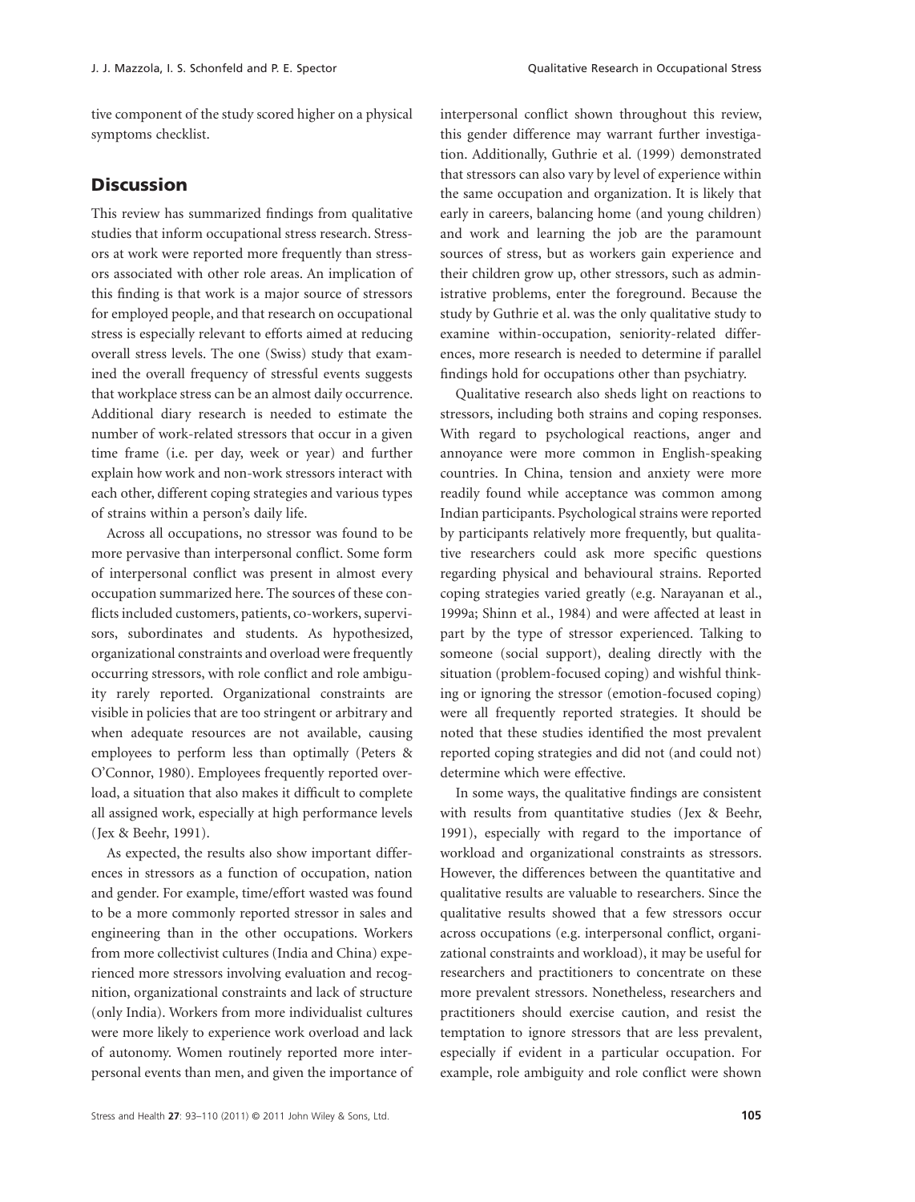tive component of the study scored higher on a physical symptoms checklist.

## Discussion

This review has summarized findings from qualitative studies that inform occupational stress research. Stressors at work were reported more frequently than stressors associated with other role areas. An implication of this finding is that work is a major source of stressors for employed people, and that research on occupational stress is especially relevant to efforts aimed at reducing overall stress levels. The one (Swiss) study that examined the overall frequency of stressful events suggests that workplace stress can be an almost daily occurrence. Additional diary research is needed to estimate the number of work-related stressors that occur in a given time frame (i.e. per day, week or year) and further explain how work and non-work stressors interact with each other, different coping strategies and various types of strains within a person's daily life.

Across all occupations, no stressor was found to be more pervasive than interpersonal conflict. Some form of interpersonal conflict was present in almost every occupation summarized here. The sources of these conflicts included customers, patients, co-workers, supervisors, subordinates and students. As hypothesized, organizational constraints and overload were frequently occurring stressors, with role conflict and role ambiguity rarely reported. Organizational constraints are visible in policies that are too stringent or arbitrary and when adequate resources are not available, causing employees to perform less than optimally (Peters & O'Connor, 1980). Employees frequently reported overload, a situation that also makes it difficult to complete all assigned work, especially at high performance levels (Jex & Beehr, 1991).

As expected, the results also show important differences in stressors as a function of occupation, nation and gender. For example, time/effort wasted was found to be a more commonly reported stressor in sales and engineering than in the other occupations. Workers from more collectivist cultures (India and China) experienced more stressors involving evaluation and recognition, organizational constraints and lack of structure (only India). Workers from more individualist cultures were more likely to experience work overload and lack of autonomy. Women routinely reported more interpersonal events than men, and given the importance of interpersonal conflict shown throughout this review, this gender difference may warrant further investigation. Additionally, Guthrie et al. (1999) demonstrated that stressors can also vary by level of experience within the same occupation and organization. It is likely that early in careers, balancing home (and young children) and work and learning the job are the paramount sources of stress, but as workers gain experience and their children grow up, other stressors, such as administrative problems, enter the foreground. Because the study by Guthrie et al. was the only qualitative study to examine within-occupation, seniority-related differences, more research is needed to determine if parallel findings hold for occupations other than psychiatry.

Qualitative research also sheds light on reactions to stressors, including both strains and coping responses. With regard to psychological reactions, anger and annoyance were more common in English-speaking countries. In China, tension and anxiety were more readily found while acceptance was common among Indian participants. Psychological strains were reported by participants relatively more frequently, but qualitative researchers could ask more specific questions regarding physical and behavioural strains. Reported coping strategies varied greatly (e.g. Narayanan et al., 1999a; Shinn et al., 1984) and were affected at least in part by the type of stressor experienced. Talking to someone (social support), dealing directly with the situation (problem-focused coping) and wishful thinking or ignoring the stressor (emotion-focused coping) were all frequently reported strategies. It should be noted that these studies identified the most prevalent reported coping strategies and did not (and could not) determine which were effective.

In some ways, the qualitative findings are consistent with results from quantitative studies (Jex & Beehr, 1991), especially with regard to the importance of workload and organizational constraints as stressors. However, the differences between the quantitative and qualitative results are valuable to researchers. Since the qualitative results showed that a few stressors occur across occupations (e.g. interpersonal conflict, organizational constraints and workload), it may be useful for researchers and practitioners to concentrate on these more prevalent stressors. Nonetheless, researchers and practitioners should exercise caution, and resist the temptation to ignore stressors that are less prevalent, especially if evident in a particular occupation. For example, role ambiguity and role conflict were shown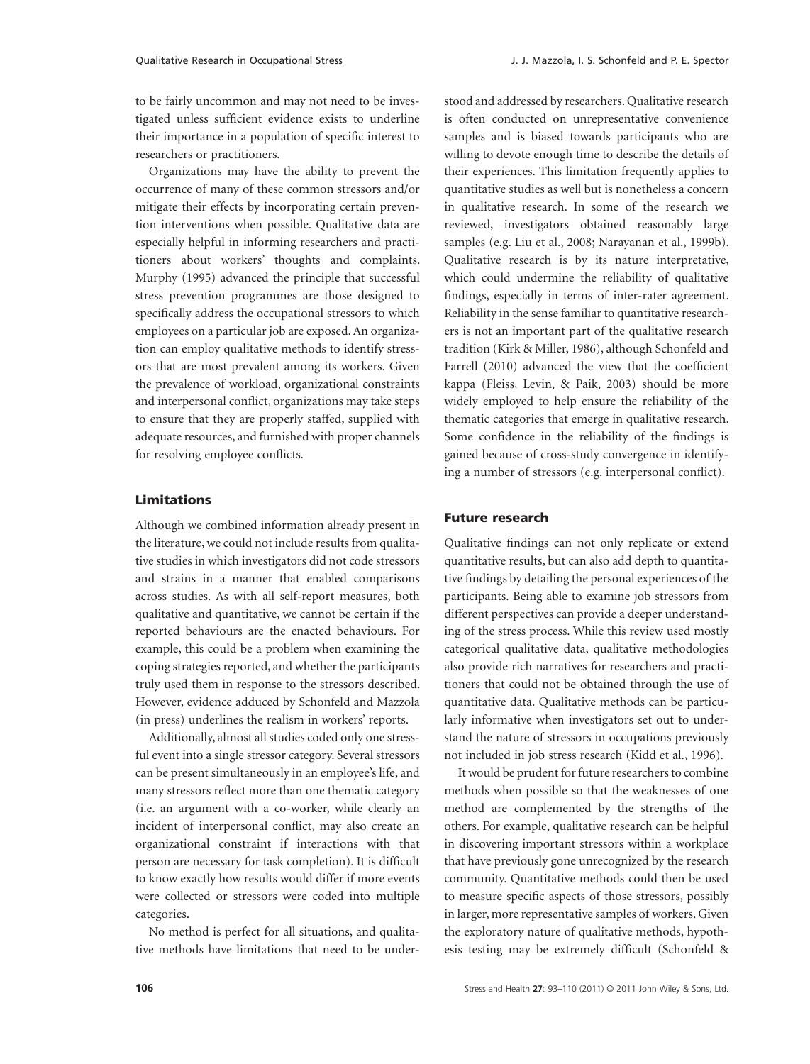to be fairly uncommon and may not need to be investigated unless sufficient evidence exists to underline their importance in a population of specific interest to researchers or practitioners.

Organizations may have the ability to prevent the occurrence of many of these common stressors and/or mitigate their effects by incorporating certain prevention interventions when possible. Qualitative data are especially helpful in informing researchers and practitioners about workers' thoughts and complaints. Murphy (1995) advanced the principle that successful stress prevention programmes are those designed to specifically address the occupational stressors to which employees on a particular job are exposed. An organization can employ qualitative methods to identify stressors that are most prevalent among its workers. Given the prevalence of workload, organizational constraints and interpersonal conflict, organizations may take steps to ensure that they are properly staffed, supplied with adequate resources, and furnished with proper channels for resolving employee conflicts.

## Limitations

Although we combined information already present in the literature, we could not include results from qualitative studies in which investigators did not code stressors and strains in a manner that enabled comparisons across studies. As with all self-report measures, both qualitative and quantitative, we cannot be certain if the reported behaviours are the enacted behaviours. For example, this could be a problem when examining the coping strategies reported, and whether the participants truly used them in response to the stressors described. However, evidence adduced by Schonfeld and Mazzola (in press) underlines the realism in workers' reports.

Additionally, almost all studies coded only one stressful event into a single stressor category. Several stressors can be present simultaneously in an employee's life, and many stressors reflect more than one thematic category (i.e. an argument with a co-worker, while clearly an incident of interpersonal conflict, may also create an organizational constraint if interactions with that person are necessary for task completion). It is difficult to know exactly how results would differ if more events were collected or stressors were coded into multiple categories.

No method is perfect for all situations, and qualitative methods have limitations that need to be understood and addressed by researchers. Qualitative research is often conducted on unrepresentative convenience samples and is biased towards participants who are willing to devote enough time to describe the details of their experiences. This limitation frequently applies to quantitative studies as well but is nonetheless a concern in qualitative research. In some of the research we reviewed, investigators obtained reasonably large samples (e.g. Liu et al., 2008; Narayanan et al., 1999b). Qualitative research is by its nature interpretative, which could undermine the reliability of qualitative findings, especially in terms of inter-rater agreement. Reliability in the sense familiar to quantitative researchers is not an important part of the qualitative research tradition (Kirk & Miller, 1986), although Schonfeld and Farrell (2010) advanced the view that the coefficient kappa (Fleiss, Levin, & Paik, 2003) should be more widely employed to help ensure the reliability of the thematic categories that emerge in qualitative research. Some confidence in the reliability of the findings is gained because of cross-study convergence in identifying a number of stressors (e.g. interpersonal conflict).

## Future research

Qualitative findings can not only replicate or extend quantitative results, but can also add depth to quantitative findings by detailing the personal experiences of the participants. Being able to examine job stressors from different perspectives can provide a deeper understanding of the stress process. While this review used mostly categorical qualitative data, qualitative methodologies also provide rich narratives for researchers and practitioners that could not be obtained through the use of quantitative data. Qualitative methods can be particularly informative when investigators set out to understand the nature of stressors in occupations previously not included in job stress research (Kidd et al., 1996).

It would be prudent for future researchers to combine methods when possible so that the weaknesses of one method are complemented by the strengths of the others. For example, qualitative research can be helpful in discovering important stressors within a workplace that have previously gone unrecognized by the research community. Quantitative methods could then be used to measure specific aspects of those stressors, possibly in larger, more representative samples of workers. Given the exploratory nature of qualitative methods, hypothesis testing may be extremely difficult (Schonfeld &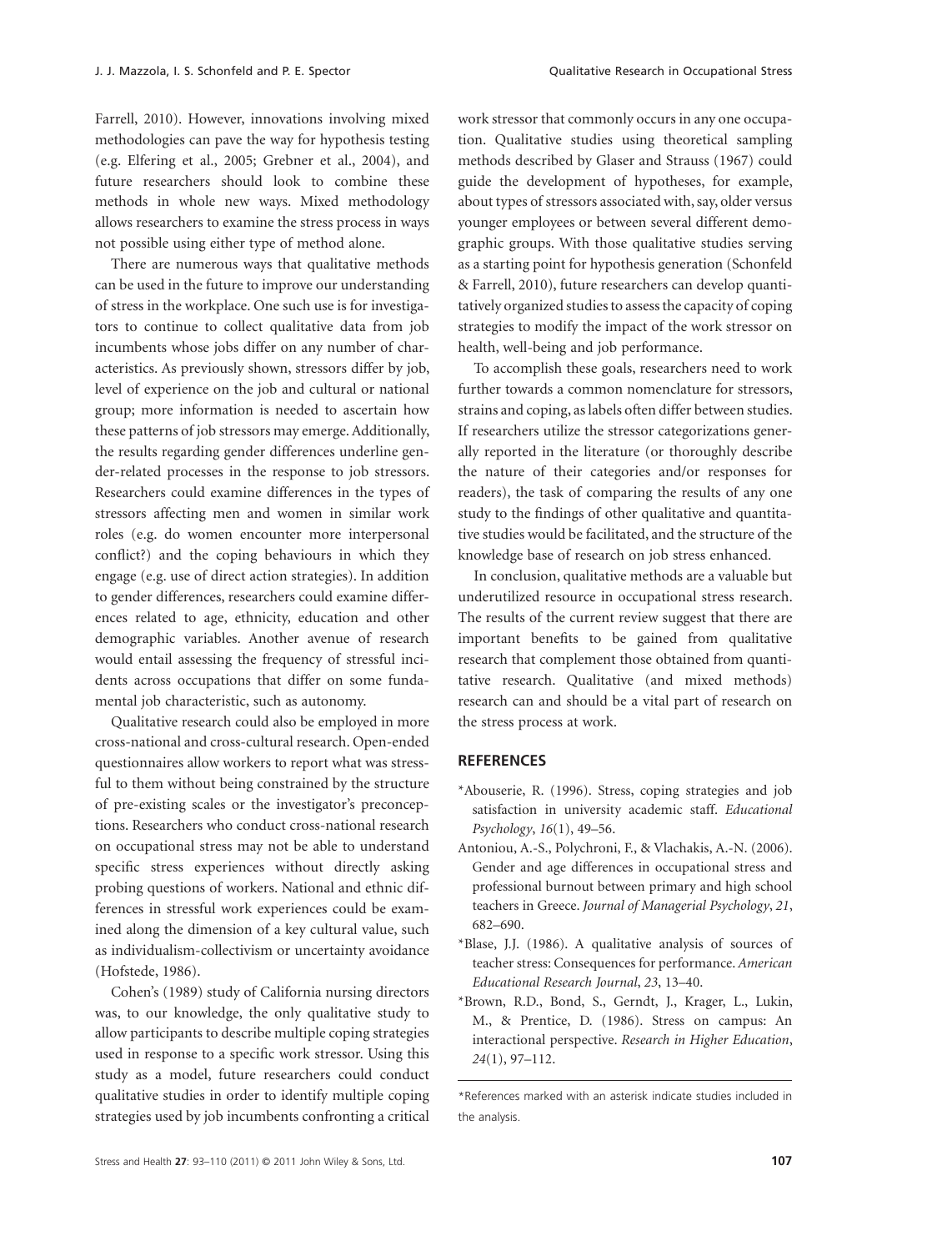Farrell, 2010). However, innovations involving mixed methodologies can pave the way for hypothesis testing (e.g. Elfering et al., 2005; Grebner et al., 2004), and future researchers should look to combine these methods in whole new ways. Mixed methodology allows researchers to examine the stress process in ways not possible using either type of method alone.

There are numerous ways that qualitative methods can be used in the future to improve our understanding of stress in the workplace. One such use is for investigators to continue to collect qualitative data from job incumbents whose jobs differ on any number of characteristics. As previously shown, stressors differ by job, level of experience on the job and cultural or national group; more information is needed to ascertain how these patterns of job stressors may emerge. Additionally, the results regarding gender differences underline gender-related processes in the response to job stressors. Researchers could examine differences in the types of stressors affecting men and women in similar work roles (e.g. do women encounter more interpersonal conflict?) and the coping behaviours in which they engage (e.g. use of direct action strategies). In addition to gender differences, researchers could examine differences related to age, ethnicity, education and other demographic variables. Another avenue of research would entail assessing the frequency of stressful incidents across occupations that differ on some fundamental job characteristic, such as autonomy.

Qualitative research could also be employed in more cross-national and cross-cultural research. Open-ended questionnaires allow workers to report what was stressful to them without being constrained by the structure of pre-existing scales or the investigator's preconceptions. Researchers who conduct cross-national research on occupational stress may not be able to understand specific stress experiences without directly asking probing questions of workers. National and ethnic differences in stressful work experiences could be examined along the dimension of a key cultural value, such as individualism-collectivism or uncertainty avoidance (Hofstede, 1986).

Cohen's (1989) study of California nursing directors was, to our knowledge, the only qualitative study to allow participants to describe multiple coping strategies used in response to a specific work stressor. Using this study as a model, future researchers could conduct qualitative studies in order to identify multiple coping strategies used by job incumbents confronting a critical work stressor that commonly occurs in any one occupation. Qualitative studies using theoretical sampling methods described by Glaser and Strauss (1967) could guide the development of hypotheses, for example, about types of stressors associated with, say, older versus younger employees or between several different demographic groups. With those qualitative studies serving as a starting point for hypothesis generation (Schonfeld & Farrell, 2010), future researchers can develop quantitatively organized studies to assess the capacity of coping strategies to modify the impact of the work stressor on health, well-being and job performance.

To accomplish these goals, researchers need to work further towards a common nomenclature for stressors, strains and coping, as labels often differ between studies. If researchers utilize the stressor categorizations generally reported in the literature (or thoroughly describe the nature of their categories and/or responses for readers), the task of comparing the results of any one study to the findings of other qualitative and quantitative studies would be facilitated, and the structure of the knowledge base of research on job stress enhanced.

In conclusion, qualitative methods are a valuable but underutilized resource in occupational stress research. The results of the current review suggest that there are important benefits to be gained from qualitative research that complement those obtained from quantitative research. Qualitative (and mixed methods) research can and should be a vital part of research on the stress process at work.

## REFERENCES

*Abouserie, R. (1996). Stress, coping strategies and job satisfaction in university academic staff. *Educational Psychology*, *16*(1), 49–56.

Antoniou, A.-S., Polychroni, F., & Vlachakis, A.-N. (2006). Gender and age differences in occupational stress and professional burnout between primary and high school teachers in Greece. *Journal of Managerial Psychology*, *21*, 682–690.

*Blase, J.J. (1986). A qualitative analysis of sources of teacher stress: Consequences for performance. *American Educational Research Journal*, *23*, 13–40.

*Brown, R.D., Bond, S., Gerndt, J., Krager, L., Lukin, M., & Prentice, D. (1986). Stress on campus: An interactional perspective. *Research in Higher Education*, *24*(1), 97–112.

*References marked with an asterisk indicate studies included in the analysis.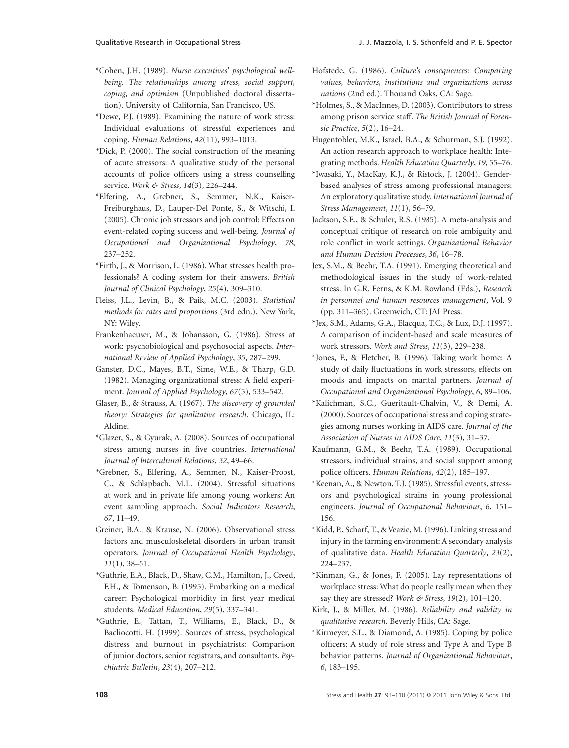*Cohen, J.H. (1989). *Nurse executives' psychological well-being. The relationships among stress, social support, coping, and optimism* (Unpublished doctoral dissertation). University of California, San Francisco, US.

*Dewe, P.J. (1989). Examining the nature of work stress: Individual evaluations of stressful experiences and coping. *Human Relations*, *42*(11), 993–1013.

*Dick, P. (2000). The social construction of the meaning of acute stressors: A qualitative study of the personal accounts of police officers using a stress counselling service. *Work & Stress*, *14*(3), 226–244.

*Elfering, A., Grebner, S., Semmer, N.K., Kaiser-Freiburghaus, D., Lauper-Del Ponte, S., & Witschi, I. (2005). Chronic job stressors and job control: Effects on event-related coping success and well-being. *Journal of Occupational and Organizational Psychology*, *78*, 237–252.

*Firth, J., & Morrison, L. (1986). What stresses health professionals? A coding system for their answers. *British Journal of Clinical Psychology*, *25*(4), 309–310.

Fleiss, J.L., Levin, B., & Paik, M.C. (2003). *Statistical methods for rates and proportions* (3rd edn.). New York, NY: Wiley.

Frankenhaeuser, M., & Johansson, G. (1986). Stress at work: psychobiological and psychosocial aspects. *International Review of Applied Psychology*, *35*, 287–299.

Ganster, D.C., Mayes, B.T., Sime, W.E., & Tharp, G.D. (1982). Managing organizational stress: A field experiment. *Journal of Applied Psychology*, *67*(5), 533–542.

Glaser, B., & Strauss, A. (1967). *The discovery of grounded theory: Strategies for qualitative research*. Chicago, IL: Aldine.

*Glazer, S., & Gyurak, A. (2008). Sources of occupational stress among nurses in five countries. *International Journal of Intercultural Relations*, *32*, 49–66.

*Grebner, S., Elfering, A., Semmer, N., Kaiser-Probst, C., & Schlapbach, M.L. (2004). Stressful situations at work and in private life among young workers: An event sampling approach. *Social Indicators Research*, *67*, 11–49.

Greiner, B.A., & Krause, N. (2006). Observational stress factors and musculoskeletal disorders in urban transit operators. *Journal of Occupational Health Psychology*, *11*(1), 38–51.

*Guthrie, E.A., Black, D., Shaw, C.M., Hamilton, J., Creed, F.H., & Tomenson, B. (1995). Embarking on a medical career: Psychological morbidity in first year medical students. *Medical Education*, *29*(5), 337–341.

*Guthrie, E., Tattan, T., Williams, E., Black, D., & Bacliocotti, H. (1999). Sources of stress, psychological distress and burnout in psychiatrists: Comparison of junior doctors, senior registrars, and consultants. *Psychiatric Bulletin*, *23*(4), 207–212.

Hofstede, G. (1986). *Culture's consequences: Comparing values, behaviors, institutions and organizations across nations* (2nd ed.). Thouand Oaks, CA: Sage.

*Holmes, S., & MacInnes, D. (2003). Contributors to stress among prison service staff. *The British Journal of Forensic Practice*, *5*(2), 16–24.

Hugentobler, M.K., Israel, B.A., & Schurman, S.J. (1992). An action research approach to workplace health: Integrating methods. *Health Education Quarterly*, *19*, 55–76.

*Iwasaki, Y., MacKay, K.J., & Ristock, J. (2004). Gender-based analyses of stress among professional managers: An exploratory qualitative study. *International Journal of Stress Management*, *11*(1), 56–79.

Jackson, S.E., & Schuler, R.S. (1985). A meta-analysis and conceptual critique of research on role ambiguity and role conflict in work settings. *Organizational Behavior and Human Decision Processes*, *36*, 16–78.

Jex, S.M., & Beehr, T.A. (1991). Emerging theoretical and methodological issues in the study of work-related stress. In G.R. Ferns, & K.M. Rowland (Eds.), *Research in personnel and human resources management*, Vol. 9 (pp. 311–365). Greenwich, CT: JAI Press.

*Jex, S.M., Adams, G.A., Elacqua, T.C., & Lux, D.J. (1997). A comparison of incident-based and scale measures of work stressors. *Work and Stress*, *11*(3), 229–238.

*Jones, F., & Fletcher, B. (1996). Taking work home: A study of daily fluctuations in work stressors, effects on moods and impacts on marital partners. *Journal of Occupational and Organizational Psychology*, *6*, 89–106.

*Kalichman, S.C., Gueritault-Chalvin, V., & Demi, A. (2000). Sources of occupational stress and coping strategies among nurses working in AIDS care. *Journal of the Association of Nurses in AIDS Care*, *11*(3), 31–37.

Kaufmann, G.M., & Beehr, T.A. (1989). Occupational stressors, individual strains, and social support among police officers. *Human Relations*, *42*(2), 185–197.

*Keenan, A., & Newton, T.J. (1985). Stressful events, stressors and psychological strains in young professional engineers. *Journal of Occupational Behaviour*, *6*, 151–156.

*Kidd, P., Scharf, T., & Veazie, M. (1996). Linking stress and injury in the farming environment: A secondary analysis of qualitative data. *Health Education Quarterly*, *23*(2), 224–237.

*Kinman, G., & Jones, F. (2005). Lay representations of workplace stress: What do people really mean when they say they are stressed? *Work & Stress*, *19*(2), 101–120.

Kirk, J., & Miller, M. (1986). *Reliability and validity in qualitative research*. Beverly Hills, CA: Sage.

*Kirmeyer, S.L., & Diamond, A. (1985). Coping by police officers: A study of role stress and Type A and Type B behavior patterns. *Journal of Organizational Behaviour*, *6*, 183–195.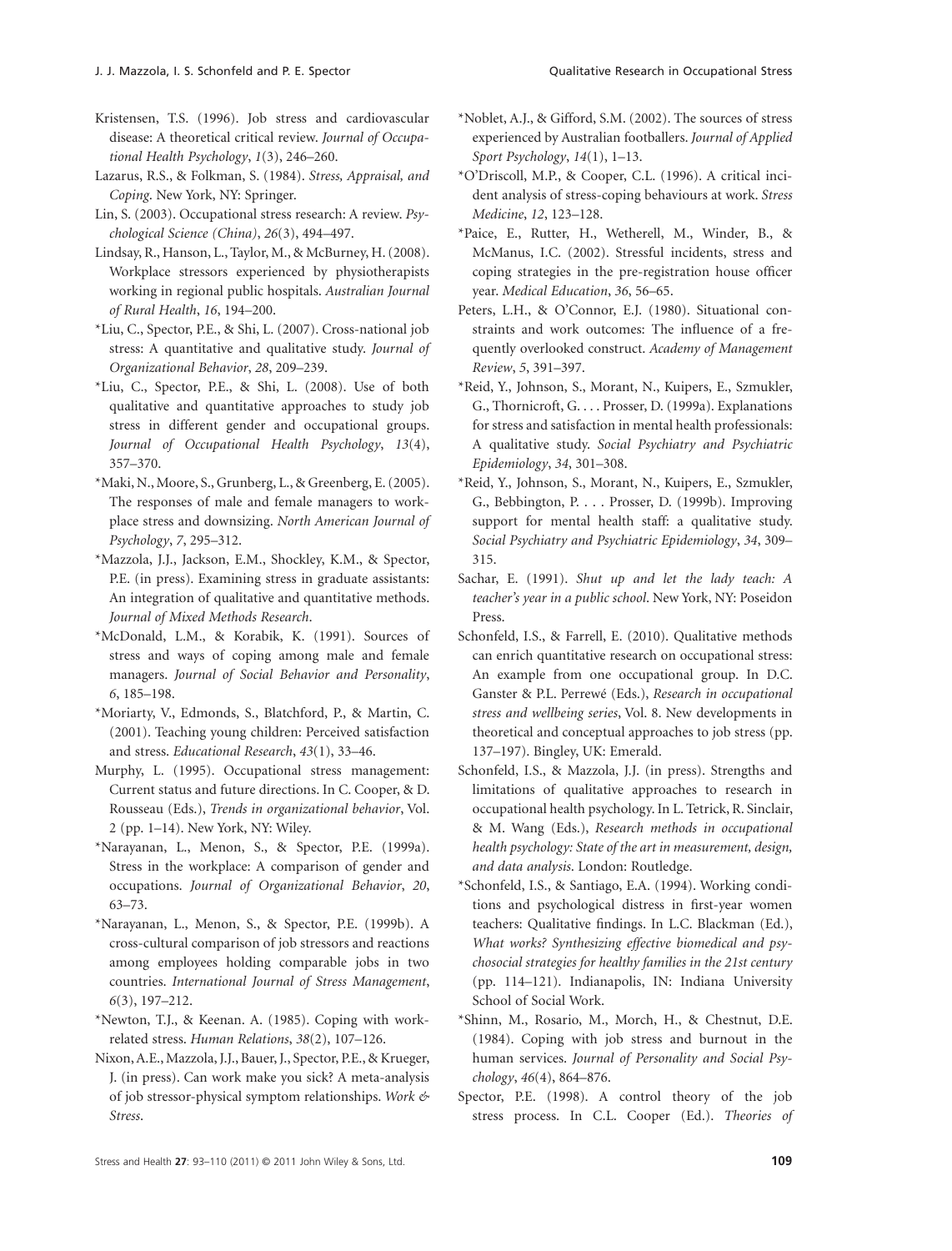Kristensen, T.S. (1996). Job stress and cardiovascular disease: A theoretical critical review. *Journal of Occupational Health Psychology*, *1*(3), 246–260.

Lazarus, R.S., & Folkman, S. (1984). *Stress, Appraisal, and Coping*. New York, NY: Springer.

Lin, S. (2003). Occupational stress research: A review. *Psychological Science (China)*, *26*(3), 494–497.

Lindsay, R., Hanson, L., Taylor, M., & McBurney, H. (2008). Workplace stressors experienced by physiotherapists working in regional public hospitals. *Australian Journal of Rural Health*, *16*, 194–200.

*Liu, C., Spector, P.E., & Shi, L. (2007). Cross-national job stress: A quantitative and qualitative study. *Journal of Organizational Behavior*, *28*, 209–239.

*Liu, C., Spector, P.E., & Shi, L. (2008). Use of both qualitative and quantitative approaches to study job stress in different gender and occupational groups. *Journal of Occupational Health Psychology*, *13*(4), 357–370.

*Maki, N., Moore, S., Grunberg, L., & Greenberg, E. (2005). The responses of male and female managers to workplace stress and downsizing. *North American Journal of Psychology*, *7*, 295–312.

*Mazzola, J.J., Jackson, E.M., Shockley, K.M., & Spector, P.E. (in press). Examining stress in graduate assistants: An integration of qualitative and quantitative methods. *Journal of Mixed Methods Research*.

*McDonald, L.M., & Korabik, K. (1991). Sources of stress and ways of coping among male and female managers. *Journal of Social Behavior and Personality*, *6*, 185–198.

*Moriarty, V., Edmonds, S., Blatchford, P., & Martin, C. (2001). Teaching young children: Perceived satisfaction and stress. *Educational Research*, *43*(1), 33–46.

Murphy, L. (1995). Occupational stress management: Current status and future directions. In C. Cooper, & D. Rousseau (Eds.), *Trends in organizational behavior*, Vol. 2 (pp. 1–14). New York, NY: Wiley.

*Narayanan, L., Menon, S., & Spector, P.E. (1999a). Stress in the workplace: A comparison of gender and occupations. *Journal of Organizational Behavior*, *20*, 63–73.

*Narayanan, L., Menon, S., & Spector, P.E. (1999b). A cross-cultural comparison of job stressors and reactions among employees holding comparable jobs in two countries. *International Journal of Stress Management*, *6*(3), 197–212.

*Newton, T.J., & Keenan. A. (1985). Coping with work-related stress. *Human Relations*, *38*(2), 107–126.

Nixon, A.E., Mazzola, J.J., Bauer, J., Spector, P.E., & Krueger, J. (in press). Can work make you sick? A meta-analysis of job stressor-physical symptom relationships. *Work & Stress*.

*Noblet, A.J., & Gifford, S.M. (2002). The sources of stress experienced by Australian footballers. *Journal of Applied Sport Psychology*, *14*(1), 1–13.

*O'Driscoll, M.P., & Cooper, C.L. (1996). A critical incident analysis of stress-coping behaviours at work. *Stress Medicine*, *12*, 123–128.

*Paice, E., Rutter, H., Wetherell, M., Winder, B., & McManus, I.C. (2002). Stressful incidents, stress and coping strategies in the pre-registration house officer year. *Medical Education*, *36*, 56–65.

Peters, L.H., & O'Connor, E.J. (1980). Situational constraints and work outcomes: The influence of a frequently overlooked construct. *Academy of Management Review*, *5*, 391–397.

*Reid, Y., Johnson, S., Morant, N., Kuipers, E., Szmukler, G., Thornicroft, G. . . . Prosser, D. (1999a). Explanations for stress and satisfaction in mental health professionals: A qualitative study. *Social Psychiatry and Psychiatric Epidemiology*, *34*, 301–308.

*Reid, Y., Johnson, S., Morant, N., Kuipers, E., Szmukler, G., Bebbington, P. . . . Prosser, D. (1999b). Improving support for mental health staff: a qualitative study. *Social Psychiatry and Psychiatric Epidemiology*, *34*, 309–315.

Sachar, E. (1991). *Shut up and let the lady teach: A teacher's year in a public school*. New York, NY: Poseidon Press.

Schonfeld, I.S., & Farrell, E. (2010). Qualitative methods can enrich quantitative research on occupational stress: An example from one occupational group. In D.C. Ganster & P.L. Perrewé (Eds.), *Research in occupational stress and wellbeing series*, Vol. 8. New developments in theoretical and conceptual approaches to job stress (pp. 137–197). Bingley, UK: Emerald.

Schonfeld, I.S., & Mazzola, J.J. (in press). Strengths and limitations of qualitative approaches to research in occupational health psychology. In L. Tetrick, R. Sinclair, & M. Wang (Eds.), *Research methods in occupational health psychology: State of the art in measurement, design, and data analysis*. London: Routledge.

*Schonfeld, I.S., & Santiago, E.A. (1994). Working conditions and psychological distress in first-year women teachers: Qualitative findings. In L.C. Blackman (Ed.), *What works? Synthesizing effective biomedical and psychosocial strategies for healthy families in the 21st century* (pp. 114–121). Indianapolis, IN: Indiana University School of Social Work.

*Shinn, M., Rosario, M., Morch, H., & Chestnut, D.E. (1984). Coping with job stress and burnout in the human services. *Journal of Personality and Social Psychology*, *46*(4), 864–876.

Spector, P.E. (1998). A control theory of the job stress process. In C.L. Cooper (Ed.). *Theories of*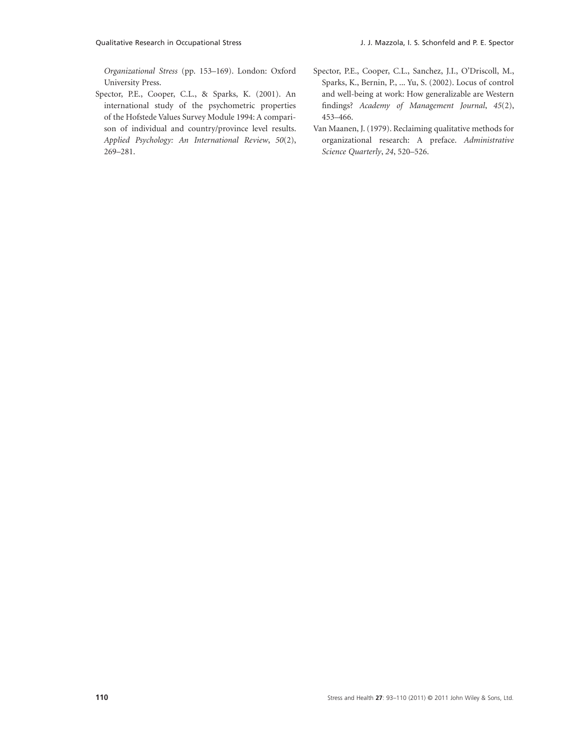*Organizational Stress* (pp. 153–169). London: Oxford University Press.

Spector, P.E., Cooper, C.L., & Sparks, K. (2001). An international study of the psychometric properties of the Hofstede Values Survey Module 1994: A comparison of individual and country/province level results. *Applied Psychology: An International Review*, *50*(2), 269–281.

Spector, P.E., Cooper, C.L., Sanchez, J.I., O'Driscoll, M., Sparks, K., Bernin, P., ... Yu, S. (2002). Locus of control and well-being at work: How generalizable are Western findings? *Academy of Management Journal*, *45*(2), 453–466.

Van Maanen, J. (1979). Reclaiming qualitative methods for organizational research: A preface. *Administrative Science Quarterly*, *24*, 520–526.